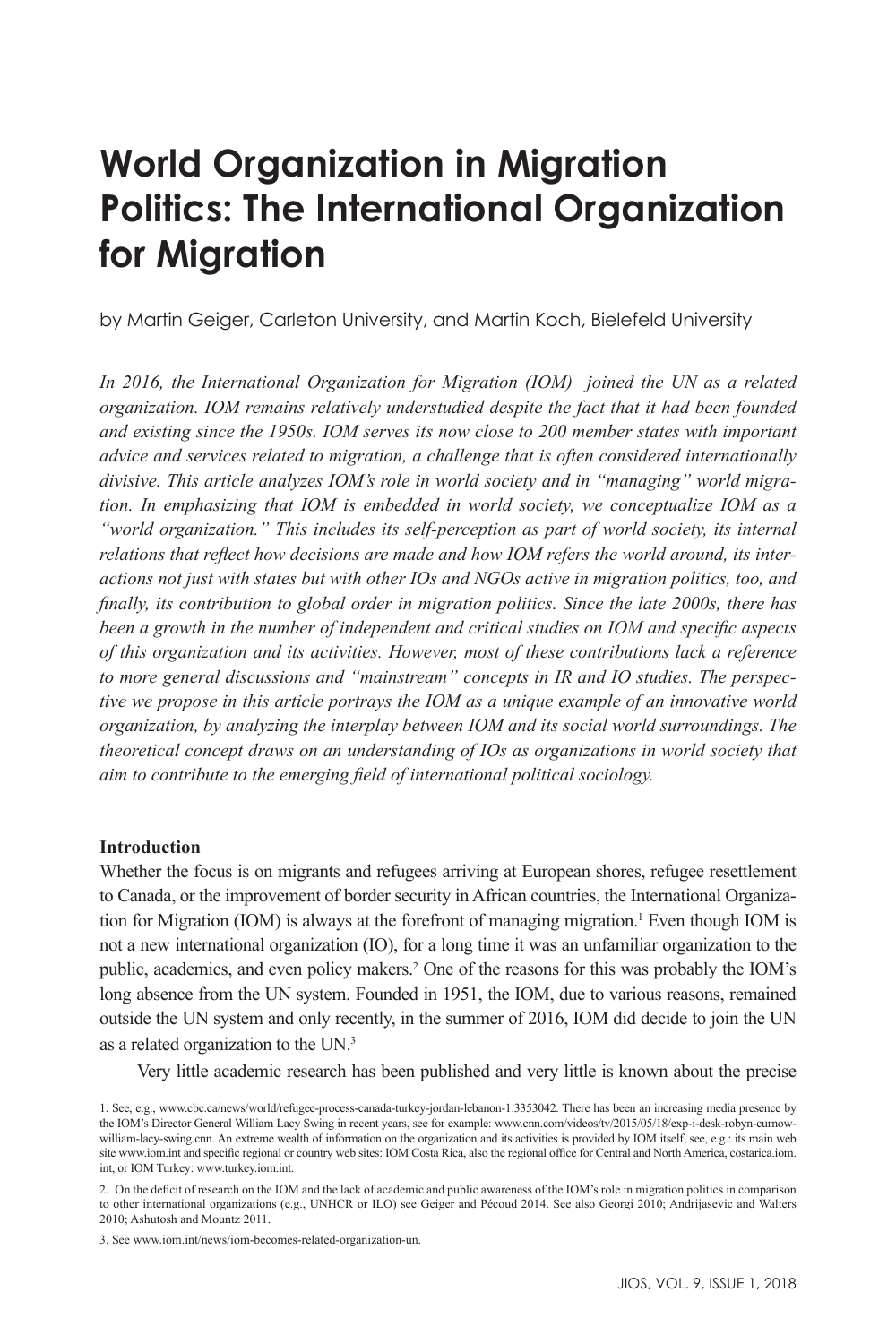# World Organization in Migration Politics: The International Organization for Migration

by Martin Geiger, Carleton University, and Martin Koch, Bielefeld University

*In 2016, the International Organization for Migration (IOM) joined the UN as a related organization. IOM remains relatively understudied despite the fact that it had been founded and existing since the 1950s. IOM serves its now close to 200 member states with important advice and services related to migration, a challenge that is often considered internationally divisive. This article analyzes IOM's role in world society and in "managing" world migration. In emphasizing that IOM is embedded in world society, we conceptualize IOM as a "world organization." This includes its self-perception as part of world society, its internal relations that reflect how decisions are made and how IOM refers the world around, its interactions not just with states but with other IOs and NGOs active in migration politics, too, and finally, its contribution to global order in migration politics. Since the late 2000s, there has been a growth in the number of independent and critical studies on IOM and specific aspects of this organization and its activities. However, most of these contributions lack a reference to more general discussions and "mainstream" concepts in IR and IO studies. The perspective we propose in this article portrays the IOM as a unique example of an innovative world organization, by analyzing the interplay between IOM and its social world surroundings. The theoretical concept draws on an understanding of IOs as organizations in world society that aim to contribute to the emerging field of international political sociology.*

**Introduction**

Whether the focus is on migrants and refugees arriving at European shores, refugee resettlement to Canada, or the improvement of border security in African countries, the International Organization for Migration (IOM) is always at the forefront of managing migration.[1] Even though IOM is not a new international organization (IO), for a long time it was an unfamiliar organization to the public, academics, and even policy makers.[2] One of the reasons for this was probably the IOM's long absence from the UN system. Founded in 1951, the IOM, due to various reasons, remained outside the UN system and only recently, in the summer of 2016, IOM did decide to join the UN as a related organization to the UN.[3]

Very little academic research has been published and very little is known about the precise

1. See, e.g., www.cbc.ca/news/world/refugee-process-canada-turkey-jordan-lebanon-1.3353042. There has been an increasing media presence by the IOM's Director General William Lacy Swing in recent years, see for example: www.cnn.com/videos/tv/2015/05/18/exp-i-desk-robyn-curnow-william-lacy-swing.cnn. An extreme wealth of information on the organization and its activities is provided by IOM itself, see, e.g.: its main web site www.iom.int and specific regional or country web sites: IOM Costa Rica, also the regional office for Central and North America, costarica.iom.int, or IOM Turkey: www.turkey.iom.int.

2. On the deficit of research on the IOM and the lack of academic and public awareness of the IOM's role in migration politics in comparison to other international organizations (e.g., UNHCR or ILO) see Geiger and Pécoud 2014. See also Georgi 2010; Andrijasevic and Walters 2010; Ashutosh and Mountz 2011.

3. See www.iom.int/news/iom-becomes-related-organization-un.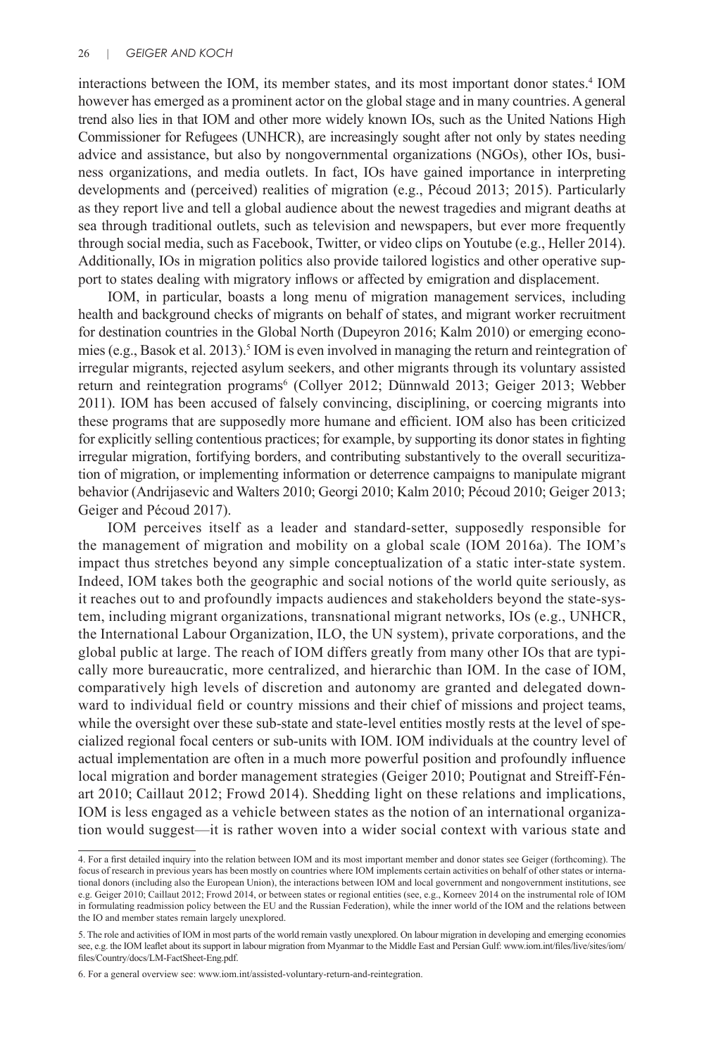interactions between the IOM, its member states, and its most important donor states.[4] IOM however has emerged as a prominent actor on the global stage and in many countries. A general trend also lies in that IOM and other more widely known IOs, such as the United Nations High Commissioner for Refugees (UNHCR), are increasingly sought after not only by states needing advice and assistance, but also by nongovernmental organizations (NGOs), other IOs, business organizations, and media outlets. In fact, IOs have gained importance in interpreting developments and (perceived) realities of migration (e.g., Pécoud 2013; 2015). Particularly as they report live and tell a global audience about the newest tragedies and migrant deaths at sea through traditional outlets, such as television and newspapers, but ever more frequently through social media, such as Facebook, Twitter, or video clips on Youtube (e.g., Heller 2014). Additionally, IOs in migration politics also provide tailored logistics and other operative support to states dealing with migratory inflows or affected by emigration and displacement.

IOM, in particular, boasts a long menu of migration management services, including health and background checks of migrants on behalf of states, and migrant worker recruitment for destination countries in the Global North (Dupeyron 2016; Kalm 2010) or emerging economies (e.g., Basok et al. 2013).[5] IOM is even involved in managing the return and reintegration of irregular migrants, rejected asylum seekers, and other migrants through its voluntary assisted return and reintegration programs[6] (Collyer 2012; Dünnwald 2013; Geiger 2013; Webber 2011). IOM has been accused of falsely convincing, disciplining, or coercing migrants into these programs that are supposedly more humane and efficient. IOM also has been criticized for explicitly selling contentious practices; for example, by supporting its donor states in fighting irregular migration, fortifying borders, and contributing substantively to the overall securitization of migration, or implementing information or deterrence campaigns to manipulate migrant behavior (Andrijasevic and Walters 2010; Georgi 2010; Kalm 2010; Pécoud 2010; Geiger 2013; Geiger and Pécoud 2017).

IOM perceives itself as a leader and standard-setter, supposedly responsible for the management of migration and mobility on a global scale (IOM 2016a). The IOM's impact thus stretches beyond any simple conceptualization of a static inter-state system. Indeed, IOM takes both the geographic and social notions of the world quite seriously, as it reaches out to and profoundly impacts audiences and stakeholders beyond the state-system, including migrant organizations, transnational migrant networks, IOs (e.g., UNHCR, the International Labour Organization, ILO, the UN system), private corporations, and the global public at large. The reach of IOM differs greatly from many other IOs that are typically more bureaucratic, more centralized, and hierarchic than IOM. In the case of IOM, comparatively high levels of discretion and autonomy are granted and delegated downward to individual field or country missions and their chief of missions and project teams, while the oversight over these sub-state and state-level entities mostly rests at the level of specialized regional focal centers or sub-units with IOM. IOM individuals at the country level of actual implementation are often in a much more powerful position and profoundly influence local migration and border management strategies (Geiger 2010; Poutignat and Streiff-Fénart 2010; Caillaut 2012; Frowd 2014). Shedding light on these relations and implications, IOM is less engaged as a vehicle between states as the notion of an international organization would suggest—it is rather woven into a wider social context with various state and

4. For a first detailed inquiry into the relation between IOM and its most important member and donor states see Geiger (forthcoming). The focus of research in previous years has been mostly on countries where IOM implements certain activities on behalf of other states or international donors (including also the European Union), the interactions between IOM and local government and nongovernment institutions, see e.g. Geiger 2010; Caillaut 2012; Frowd 2014, or between states or regional entities (see, e.g., Korneev 2014 on the instrumental role of IOM in formulating readmission policy between the EU and the Russian Federation), while the inner world of the IOM and the relations between the IO and member states remain largely unexplored.

5. The role and activities of IOM in most parts of the world remain vastly unexplored. On labour migration in developing and emerging economies see, e.g. the IOM leaflet about its support in labour migration from Myanmar to the Middle East and Persian Gulf: www.iom.int/files/live/sites/iom/files/Country/docs/LM-FactSheet-Eng.pdf.

6. For a general overview see: www.iom.int/assisted-voluntary-return-and-reintegration.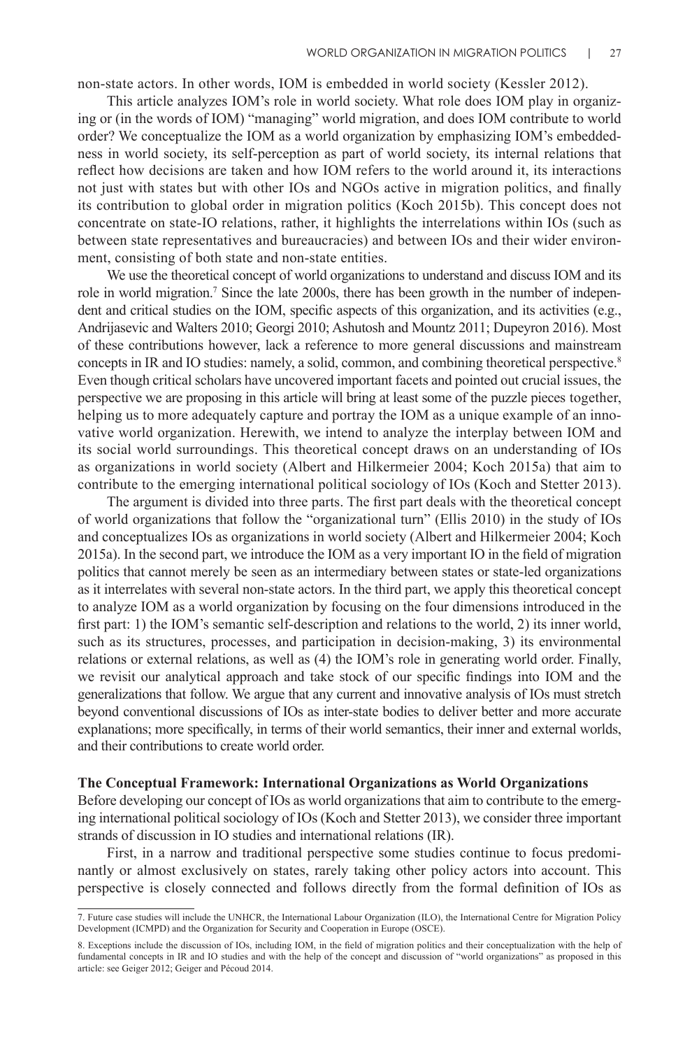non-state actors. In other words, IOM is embedded in world society (Kessler 2012).

This article analyzes IOM's role in world society. What role does IOM play in organizing or (in the words of IOM) "managing" world migration, and does IOM contribute to world order? We conceptualize the IOM as a world organization by emphasizing IOM's embeddedness in world society, its self-perception as part of world society, its internal relations that reflect how decisions are taken and how IOM refers to the world around it, its interactions not just with states but with other IOs and NGOs active in migration politics, and finally its contribution to global order in migration politics (Koch 2015b). This concept does not concentrate on state-IO relations, rather, it highlights the interrelations within IOs (such as between state representatives and bureaucracies) and between IOs and their wider environment, consisting of both state and non-state entities.

We use the theoretical concept of world organizations to understand and discuss IOM and its role in world migration.[7] Since the late 2000s, there has been growth in the number of independent and critical studies on the IOM, specific aspects of this organization, and its activities (e.g., Andrijasevic and Walters 2010; Georgi 2010; Ashutosh and Mountz 2011; Dupeyron 2016). Most of these contributions however, lack a reference to more general discussions and mainstream concepts in IR and IO studies: namely, a solid, common, and combining theoretical perspective.[8] Even though critical scholars have uncovered important facets and pointed out crucial issues, the perspective we are proposing in this article will bring at least some of the puzzle pieces together, helping us to more adequately capture and portray the IOM as a unique example of an innovative world organization. Herewith, we intend to analyze the interplay between IOM and its social world surroundings. This theoretical concept draws on an understanding of IOs as organizations in world society (Albert and Hilkermeier 2004; Koch 2015a) that aim to contribute to the emerging international political sociology of IOs (Koch and Stetter 2013).

The argument is divided into three parts. The first part deals with the theoretical concept of world organizations that follow the "organizational turn" (Ellis 2010) in the study of IOs and conceptualizes IOs as organizations in world society (Albert and Hilkermeier 2004; Koch 2015a). In the second part, we introduce the IOM as a very important IO in the field of migration politics that cannot merely be seen as an intermediary between states or state-led organizations as it interrelates with several non-state actors. In the third part, we apply this theoretical concept to analyze IOM as a world organization by focusing on the four dimensions introduced in the first part: 1) the IOM's semantic self-description and relations to the world, 2) its inner world, such as its structures, processes, and participation in decision-making, 3) its environmental relations or external relations, as well as (4) the IOM's role in generating world order. Finally, we revisit our analytical approach and take stock of our specific findings into IOM and the generalizations that follow. We argue that any current and innovative analysis of IOs must stretch beyond conventional discussions of IOs as inter-state bodies to deliver better and more accurate explanations; more specifically, in terms of their world semantics, their inner and external worlds, and their contributions to create world order.

## The Conceptual Framework: International Organizations as World Organizations

Before developing our concept of IOs as world organizations that aim to contribute to the emerging international political sociology of IOs (Koch and Stetter 2013), we consider three important strands of discussion in IO studies and international relations (IR).

First, in a narrow and traditional perspective some studies continue to focus predominantly or almost exclusively on states, rarely taking other policy actors into account. This perspective is closely connected and follows directly from the formal definition of IOs as

---

7. Future case studies will include the UNHCR, the International Labour Organization (ILO), the International Centre for Migration Policy Development (ICMPD) and the Organization for Security and Cooperation in Europe (OSCE).

8. Exceptions include the discussion of IOs, including IOM, in the field of migration politics and their conceptualization with the help of fundamental concepts in IR and IO studies and with the help of the concept and discussion of "world organizations" as proposed in this article: see Geiger 2012; Geiger and Pécoud 2014.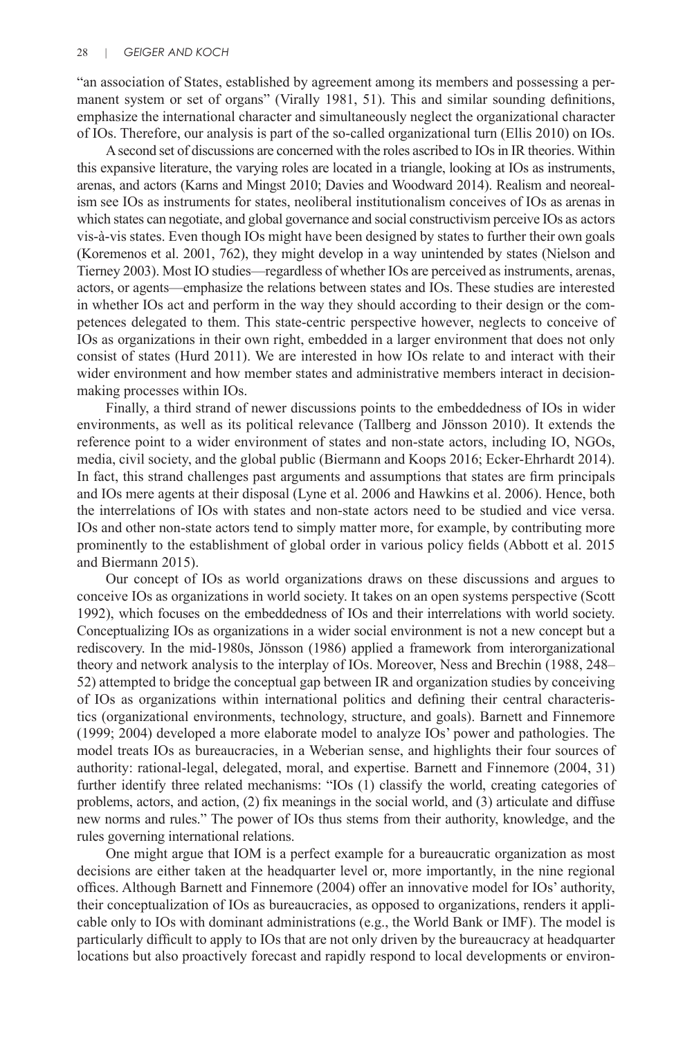"an association of States, established by agreement among its members and possessing a permanent system or set of organs" (Virally 1981, 51). This and similar sounding definitions, emphasize the international character and simultaneously neglect the organizational character of IOs. Therefore, our analysis is part of the so-called organizational turn (Ellis 2010) on IOs.

A second set of discussions are concerned with the roles ascribed to IOs in IR theories. Within this expansive literature, the varying roles are located in a triangle, looking at IOs as instruments, arenas, and actors (Karns and Mingst 2010; Davies and Woodward 2014). Realism and neorealism see IOs as instruments for states, neoliberal institutionalism conceives of IOs as arenas in which states can negotiate, and global governance and social constructivism perceive IOs as actors vis-à-vis states. Even though IOs might have been designed by states to further their own goals (Koremenos et al. 2001, 762), they might develop in a way unintended by states (Nielson and Tierney 2003). Most IO studies—regardless of whether IOs are perceived as instruments, arenas, actors, or agents—emphasize the relations between states and IOs. These studies are interested in whether IOs act and perform in the way they should according to their design or the competences delegated to them. This state-centric perspective however, neglects to conceive of IOs as organizations in their own right, embedded in a larger environment that does not only consist of states (Hurd 2011). We are interested in how IOs relate to and interact with their wider environment and how member states and administrative members interact in decision-making processes within IOs.

Finally, a third strand of newer discussions points to the embeddedness of IOs in wider environments, as well as its political relevance (Tallberg and Jönsson 2010). It extends the reference point to a wider environment of states and non-state actors, including IO, NGOs, media, civil society, and the global public (Biermann and Koops 2016; Ecker-Ehrhardt 2014). In fact, this strand challenges past arguments and assumptions that states are firm principals and IOs mere agents at their disposal (Lyne et al. 2006 and Hawkins et al. 2006). Hence, both the interrelations of IOs with states and non-state actors need to be studied and vice versa. IOs and other non-state actors tend to simply matter more, for example, by contributing more prominently to the establishment of global order in various policy fields (Abbott et al. 2015 and Biermann 2015).

Our concept of IOs as world organizations draws on these discussions and argues to conceive IOs as organizations in world society. It takes on an open systems perspective (Scott 1992), which focuses on the embeddedness of IOs and their interrelations with world society. Conceptualizing IOs as organizations in a wider social environment is not a new concept but a rediscovery. In the mid-1980s, Jönsson (1986) applied a framework from interorganizational theory and network analysis to the interplay of IOs. Moreover, Ness and Brechin (1988, 248–52) attempted to bridge the conceptual gap between IR and organization studies by conceiving of IOs as organizations within international politics and defining their central characteristics (organizational environments, technology, structure, and goals). Barnett and Finnemore (1999; 2004) developed a more elaborate model to analyze IOs' power and pathologies. The model treats IOs as bureaucracies, in a Weberian sense, and highlights their four sources of authority: rational-legal, delegated, moral, and expertise. Barnett and Finnemore (2004, 31) further identify three related mechanisms: "IOs (1) classify the world, creating categories of problems, actors, and action, (2) fix meanings in the social world, and (3) articulate and diffuse new norms and rules." The power of IOs thus stems from their authority, knowledge, and the rules governing international relations.

One might argue that IOM is a perfect example for a bureaucratic organization as most decisions are either taken at the headquarter level or, more importantly, in the nine regional offices. Although Barnett and Finnemore (2004) offer an innovative model for IOs' authority, their conceptualization of IOs as bureaucracies, as opposed to organizations, renders it applicable only to IOs with dominant administrations (e.g., the World Bank or IMF). The model is particularly difficult to apply to IOs that are not only driven by the bureaucracy at headquarter locations but also proactively forecast and rapidly respond to local developments or environ-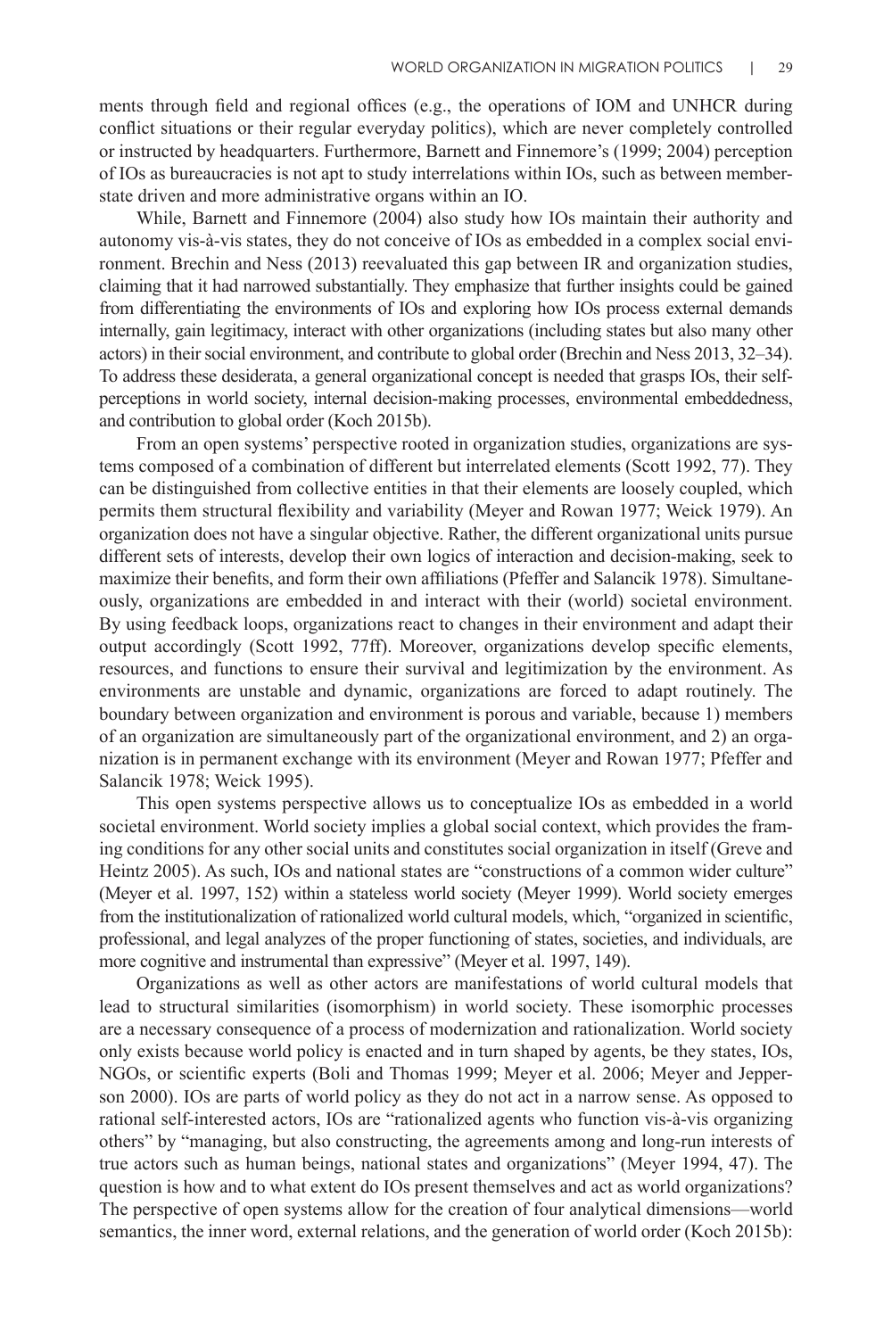ments through field and regional offices (e.g., the operations of IOM and UNHCR during conflict situations or their regular everyday politics), which are never completely controlled or instructed by headquarters. Furthermore, Barnett and Finnemore's (1999; 2004) perception of IOs as bureaucracies is not apt to study interrelations within IOs, such as between member-state driven and more administrative organs within an IO.

While, Barnett and Finnemore (2004) also study how IOs maintain their authority and autonomy vis-à-vis states, they do not conceive of IOs as embedded in a complex social environment. Brechin and Ness (2013) reevaluated this gap between IR and organization studies, claiming that it had narrowed substantially. They emphasize that further insights could be gained from differentiating the environments of IOs and exploring how IOs process external demands internally, gain legitimacy, interact with other organizations (including states but also many other actors) in their social environment, and contribute to global order (Brechin and Ness 2013, 32–34). To address these desiderata, a general organizational concept is needed that grasps IOs, their self-perceptions in world society, internal decision-making processes, environmental embeddedness, and contribution to global order (Koch 2015b).

From an open systems' perspective rooted in organization studies, organizations are systems composed of a combination of different but interrelated elements (Scott 1992, 77). They can be distinguished from collective entities in that their elements are loosely coupled, which permits them structural flexibility and variability (Meyer and Rowan 1977; Weick 1979). An organization does not have a singular objective. Rather, the different organizational units pursue different sets of interests, develop their own logics of interaction and decision-making, seek to maximize their benefits, and form their own affiliations (Pfeffer and Salancik 1978). Simultaneously, organizations are embedded in and interact with their (world) societal environment. By using feedback loops, organizations react to changes in their environment and adapt their output accordingly (Scott 1992, 77ff). Moreover, organizations develop specific elements, resources, and functions to ensure their survival and legitimization by the environment. As environments are unstable and dynamic, organizations are forced to adapt routinely. The boundary between organization and environment is porous and variable, because 1) members of an organization are simultaneously part of the organizational environment, and 2) an organization is in permanent exchange with its environment (Meyer and Rowan 1977; Pfeffer and Salancik 1978; Weick 1995).

This open systems perspective allows us to conceptualize IOs as embedded in a world societal environment. World society implies a global social context, which provides the framing conditions for any other social units and constitutes social organization in itself (Greve and Heintz 2005). As such, IOs and national states are "constructions of a common wider culture" (Meyer et al. 1997, 152) within a stateless world society (Meyer 1999). World society emerges from the institutionalization of rationalized world cultural models, which, "organized in scientific, professional, and legal analyzes of the proper functioning of states, societies, and individuals, are more cognitive and instrumental than expressive" (Meyer et al. 1997, 149).

Organizations as well as other actors are manifestations of world cultural models that lead to structural similarities (isomorphism) in world society. These isomorphic processes are a necessary consequence of a process of modernization and rationalization. World society only exists because world policy is enacted and in turn shaped by agents, be they states, IOs, NGOs, or scientific experts (Boli and Thomas 1999; Meyer et al. 2006; Meyer and Jepperson 2000). IOs are parts of world policy as they do not act in a narrow sense. As opposed to rational self-interested actors, IOs are "rationalized agents who function vis-à-vis organizing others" by "managing, but also constructing, the agreements among and long-run interests of true actors such as human beings, national states and organizations" (Meyer 1994, 47). The question is how and to what extent do IOs present themselves and act as world organizations? The perspective of open systems allow for the creation of four analytical dimensions—world semantics, the inner word, external relations, and the generation of world order (Koch 2015b):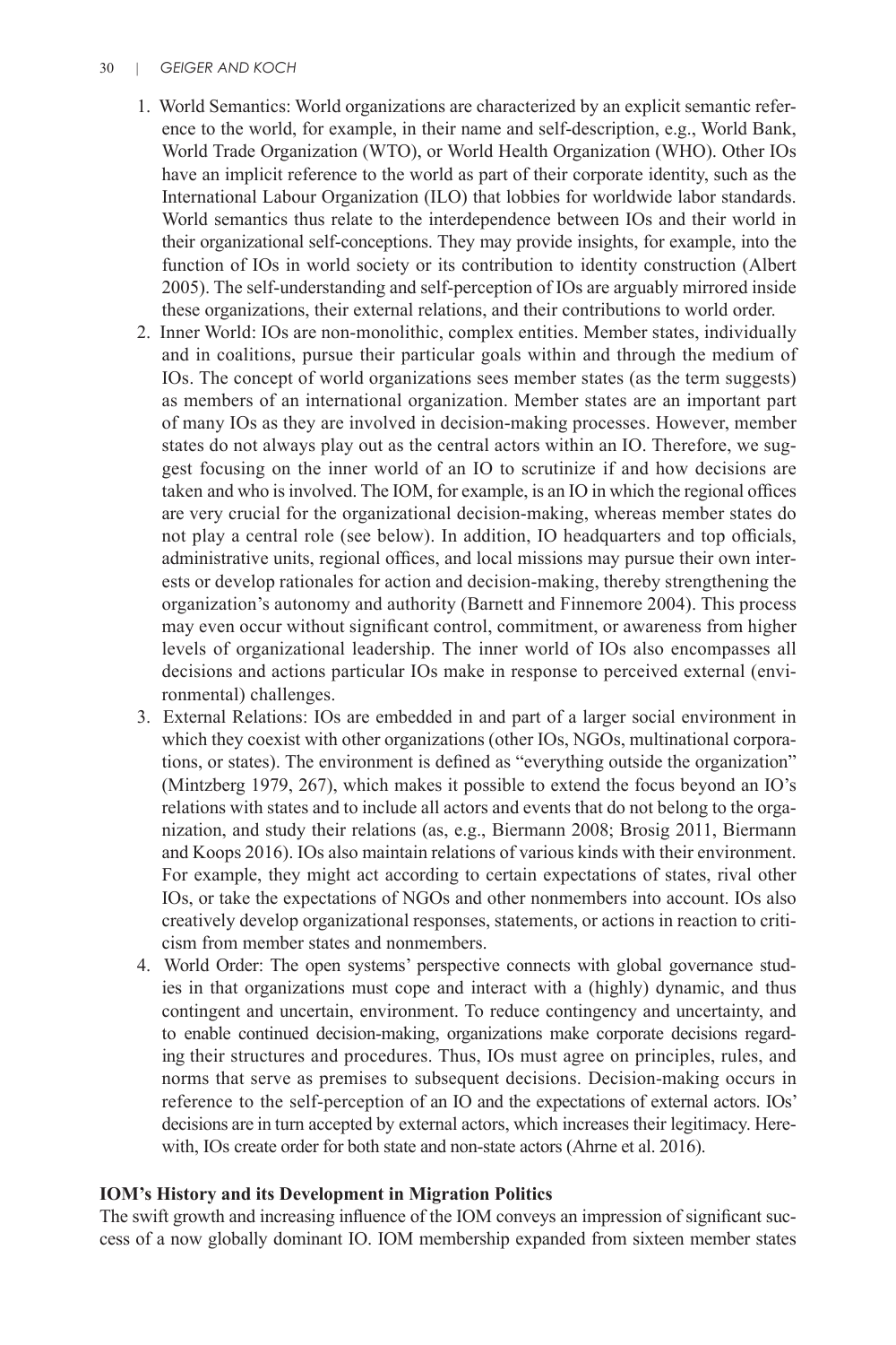1. World Semantics: World organizations are characterized by an explicit semantic reference to the world, for example, in their name and self-description, e.g., World Bank, World Trade Organization (WTO), or World Health Organization (WHO). Other IOs have an implicit reference to the world as part of their corporate identity, such as the International Labour Organization (ILO) that lobbies for worldwide labor standards. World semantics thus relate to the interdependence between IOs and their world in their organizational self-conceptions. They may provide insights, for example, into the function of IOs in world society or its contribution to identity construction (Albert 2005). The self-understanding and self-perception of IOs are arguably mirrored inside these organizations, their external relations, and their contributions to world order.
2. Inner World: IOs are non-monolithic, complex entities. Member states, individually and in coalitions, pursue their particular goals within and through the medium of IOs. The concept of world organizations sees member states (as the term suggests) as members of an international organization. Member states are an important part of many IOs as they are involved in decision-making processes. However, member states do not always play out as the central actors within an IO. Therefore, we suggest focusing on the inner world of an IO to scrutinize if and how decisions are taken and who is involved. The IOM, for example, is an IO in which the regional offices are very crucial for the organizational decision-making, whereas member states do not play a central role (see below). In addition, IO headquarters and top officials, administrative units, regional offices, and local missions may pursue their own interests or develop rationales for action and decision-making, thereby strengthening the organization's autonomy and authority (Barnett and Finnemore 2004). This process may even occur without significant control, commitment, or awareness from higher levels of organizational leadership. The inner world of IOs also encompasses all decisions and actions particular IOs make in response to perceived external (environmental) challenges.
3. External Relations: IOs are embedded in and part of a larger social environment in which they coexist with other organizations (other IOs, NGOs, multinational corporations, or states). The environment is defined as "everything outside the organization" (Mintzberg 1979, 267), which makes it possible to extend the focus beyond an IO's relations with states and to include all actors and events that do not belong to the organization, and study their relations (as, e.g., Biermann 2008; Brosig 2011, Biermann and Koops 2016). IOs also maintain relations of various kinds with their environment. For example, they might act according to certain expectations of states, rival other IOs, or take the expectations of NGOs and other nonmembers into account. IOs also creatively develop organizational responses, statements, or actions in reaction to criticism from member states and nonmembers.
4. World Order: The open systems' perspective connects with global governance studies in that organizations must cope and interact with a (highly) dynamic, and thus contingent and uncertain, environment. To reduce contingency and uncertainty, and to enable continued decision-making, organizations make corporate decisions regarding their structures and procedures. Thus, IOs must agree on principles, rules, and norms that serve as premises to subsequent decisions. Decision-making occurs in reference to the self-perception of an IO and the expectations of external actors. IOs' decisions are in turn accepted by external actors, which increases their legitimacy. Herewith, IOs create order for both state and non-state actors (Ahrne et al. 2016).

## IOM's History and its Development in Migration Politics

The swift growth and increasing influence of the IOM conveys an impression of significant success of a now globally dominant IO. IOM membership expanded from sixteen member states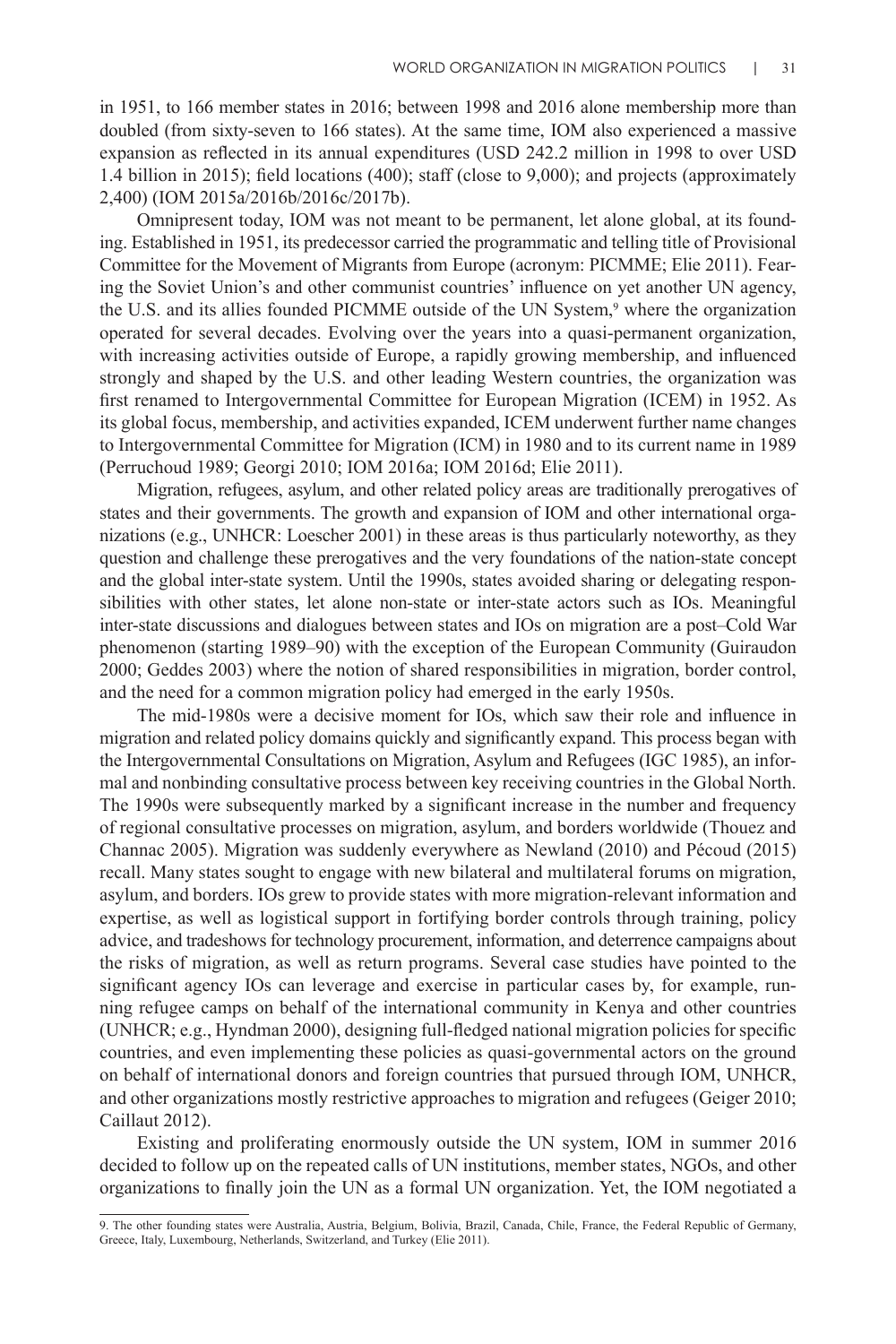in 1951, to 166 member states in 2016; between 1998 and 2016 alone membership more than doubled (from sixty-seven to 166 states). At the same time, IOM also experienced a massive expansion as reflected in its annual expenditures (USD 242.2 million in 1998 to over USD 1.4 billion in 2015); field locations (400); staff (close to 9,000); and projects (approximately 2,400) (IOM 2015a/2016b/2016c/2017b).

Omnipresent today, IOM was not meant to be permanent, let alone global, at its founding. Established in 1951, its predecessor carried the programmatic and telling title of Provisional Committee for the Movement of Migrants from Europe (acronym: PICMME; Elie 2011). Fearing the Soviet Union's and other communist countries' influence on yet another UN agency, the U.S. and its allies founded PICMME outside of the UN System,[9] where the organization operated for several decades. Evolving over the years into a quasi-permanent organization, with increasing activities outside of Europe, a rapidly growing membership, and influenced strongly and shaped by the U.S. and other leading Western countries, the organization was first renamed to Intergovernmental Committee for European Migration (ICEM) in 1952. As its global focus, membership, and activities expanded, ICEM underwent further name changes to Intergovernmental Committee for Migration (ICM) in 1980 and to its current name in 1989 (Perruchoud 1989; Georgi 2010; IOM 2016a; IOM 2016d; Elie 2011).

Migration, refugees, asylum, and other related policy areas are traditionally prerogatives of states and their governments. The growth and expansion of IOM and other international organizations (e.g., UNHCR: Loescher 2001) in these areas is thus particularly noteworthy, as they question and challenge these prerogatives and the very foundations of the nation-state concept and the global inter-state system. Until the 1990s, states avoided sharing or delegating responsibilities with other states, let alone non-state or inter-state actors such as IOs. Meaningful inter-state discussions and dialogues between states and IOs on migration are a post–Cold War phenomenon (starting 1989–90) with the exception of the European Community (Guiraudon 2000; Geddes 2003) where the notion of shared responsibilities in migration, border control, and the need for a common migration policy had emerged in the early 1950s.

The mid-1980s were a decisive moment for IOs, which saw their role and influence in migration and related policy domains quickly and significantly expand. This process began with the Intergovernmental Consultations on Migration, Asylum and Refugees (IGC 1985), an informal and nonbinding consultative process between key receiving countries in the Global North. The 1990s were subsequently marked by a significant increase in the number and frequency of regional consultative processes on migration, asylum, and borders worldwide (Thouez and Channac 2005). Migration was suddenly everywhere as Newland (2010) and Pécoud (2015) recall. Many states sought to engage with new bilateral and multilateral forums on migration, asylum, and borders. IOs grew to provide states with more migration-relevant information and expertise, as well as logistical support in fortifying border controls through training, policy advice, and tradeshows for technology procurement, information, and deterrence campaigns about the risks of migration, as well as return programs. Several case studies have pointed to the significant agency IOs can leverage and exercise in particular cases by, for example, running refugee camps on behalf of the international community in Kenya and other countries (UNHCR; e.g., Hyndman 2000), designing full-fledged national migration policies for specific countries, and even implementing these policies as quasi-governmental actors on the ground on behalf of international donors and foreign countries that pursued through IOM, UNHCR, and other organizations mostly restrictive approaches to migration and refugees (Geiger 2010; Caillaut 2012).

Existing and proliferating enormously outside the UN system, IOM in summer 2016 decided to follow up on the repeated calls of UN institutions, member states, NGOs, and other organizations to finally join the UN as a formal UN organization. Yet, the IOM negotiated a

9. The other founding states were Australia, Austria, Belgium, Bolivia, Brazil, Canada, Chile, France, the Federal Republic of Germany, Greece, Italy, Luxembourg, Netherlands, Switzerland, and Turkey (Elie 2011).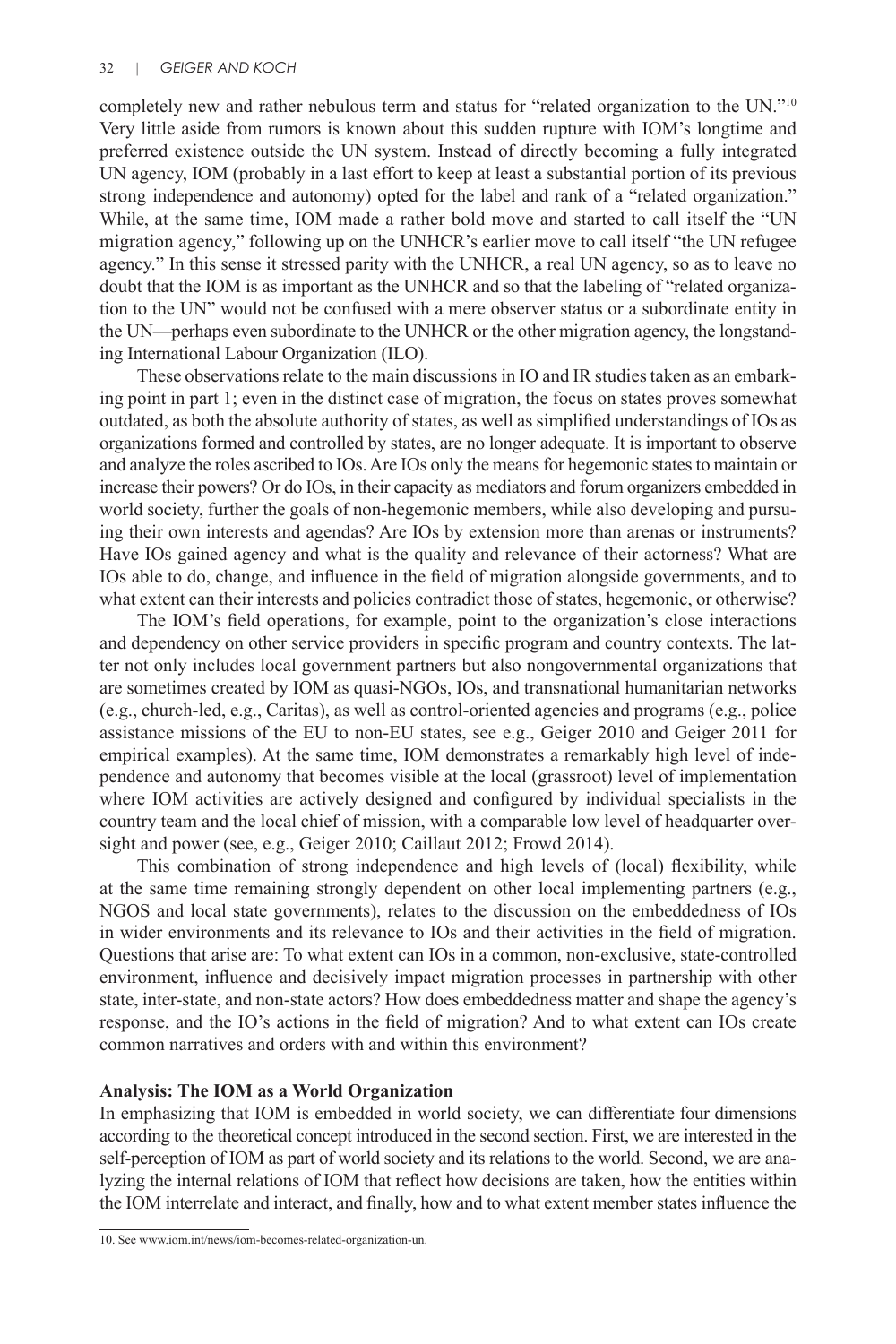completely new and rather nebulous term and status for "related organization to the UN."[10] Very little aside from rumors is known about this sudden rupture with IOM's longtime and preferred existence outside the UN system. Instead of directly becoming a fully integrated UN agency, IOM (probably in a last effort to keep at least a substantial portion of its previous strong independence and autonomy) opted for the label and rank of a "related organization." While, at the same time, IOM made a rather bold move and started to call itself the "UN migration agency," following up on the UNHCR's earlier move to call itself "the UN refugee agency." In this sense it stressed parity with the UNHCR, a real UN agency, so as to leave no doubt that the IOM is as important as the UNHCR and so that the labeling of "related organization to the UN" would not be confused with a mere observer status or a subordinate entity in the UN—perhaps even subordinate to the UNHCR or the other migration agency, the longstanding International Labour Organization (ILO).

These observations relate to the main discussions in IO and IR studies taken as an embarking point in part 1; even in the distinct case of migration, the focus on states proves somewhat outdated, as both the absolute authority of states, as well as simplified understandings of IOs as organizations formed and controlled by states, are no longer adequate. It is important to observe and analyze the roles ascribed to IOs. Are IOs only the means for hegemonic states to maintain or increase their powers? Or do IOs, in their capacity as mediators and forum organizers embedded in world society, further the goals of non-hegemonic members, while also developing and pursuing their own interests and agendas? Are IOs by extension more than arenas or instruments? Have IOs gained agency and what is the quality and relevance of their actorness? What are IOs able to do, change, and influence in the field of migration alongside governments, and to what extent can their interests and policies contradict those of states, hegemonic, or otherwise?

The IOM's field operations, for example, point to the organization's close interactions and dependency on other service providers in specific program and country contexts. The latter not only includes local government partners but also nongovernmental organizations that are sometimes created by IOM as quasi-NGOs, IOs, and transnational humanitarian networks (e.g., church-led, e.g., Caritas), as well as control-oriented agencies and programs (e.g., police assistance missions of the EU to non-EU states, see e.g., Geiger 2010 and Geiger 2011 for empirical examples). At the same time, IOM demonstrates a remarkably high level of independence and autonomy that becomes visible at the local (grassroot) level of implementation where IOM activities are actively designed and configured by individual specialists in the country team and the local chief of mission, with a comparable low level of headquarter oversight and power (see, e.g., Geiger 2010; Caillaut 2012; Frowd 2014).

This combination of strong independence and high levels of (local) flexibility, while at the same time remaining strongly dependent on other local implementing partners (e.g., NGOS and local state governments), relates to the discussion on the embeddedness of IOs in wider environments and its relevance to IOs and their activities in the field of migration. Questions that arise are: To what extent can IOs in a common, non-exclusive, state-controlled environment, influence and decisively impact migration processes in partnership with other state, inter-state, and non-state actors? How does embeddedness matter and shape the agency's response, and the IO's actions in the field of migration? And to what extent can IOs create common narratives and orders with and within this environment?

## Analysis: The IOM as a World Organization

In emphasizing that IOM is embedded in world society, we can differentiate four dimensions according to the theoretical concept introduced in the second section. First, we are interested in the self-perception of IOM as part of world society and its relations to the world. Second, we are analyzing the internal relations of IOM that reflect how decisions are taken, how the entities within the IOM interrelate and interact, and finally, how and to what extent member states influence the

---

10. See www.iom.int/news/iom-becomes-related-organization-un.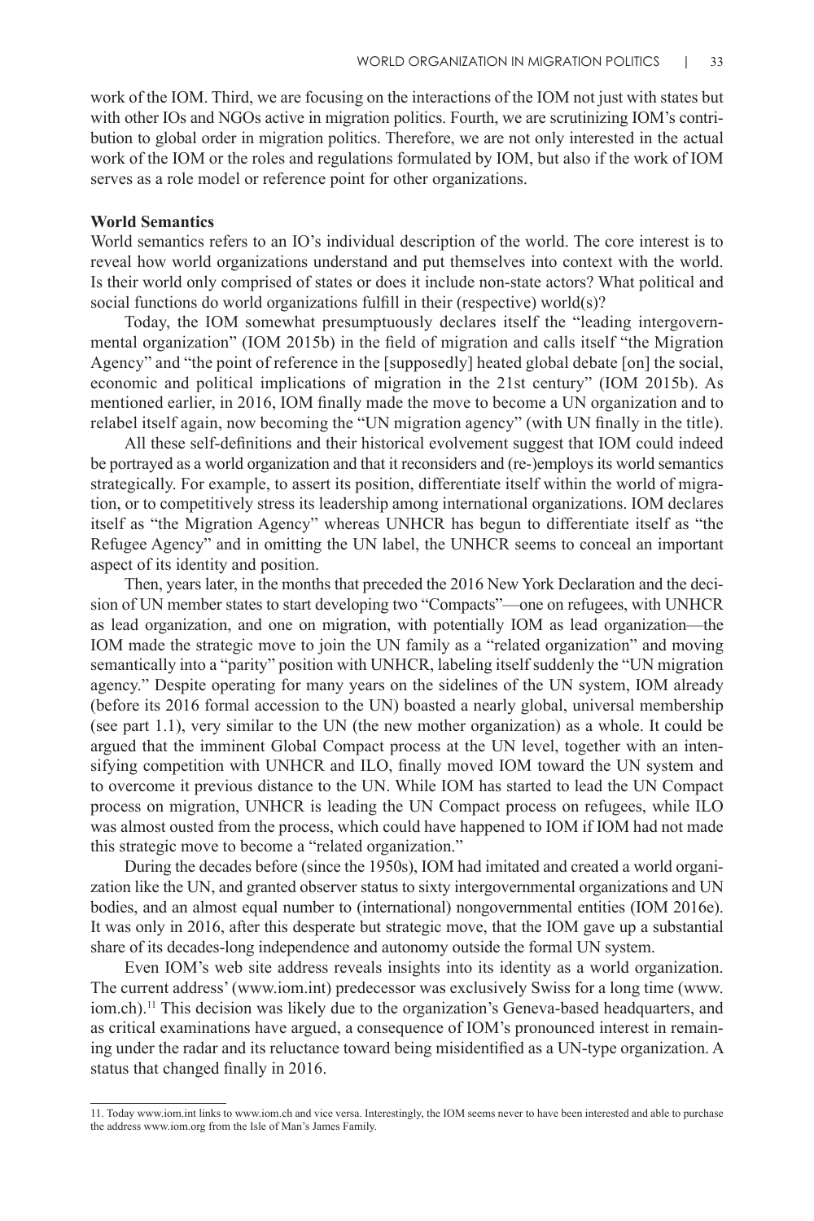work of the IOM. Third, we are focusing on the interactions of the IOM not just with states but with other IOs and NGOs active in migration politics. Fourth, we are scrutinizing IOM's contribution to global order in migration politics. Therefore, we are not only interested in the actual work of the IOM or the roles and regulations formulated by IOM, but also if the work of IOM serves as a role model or reference point for other organizations.

**World Semantics**

World semantics refers to an IO's individual description of the world. The core interest is to reveal how world organizations understand and put themselves into context with the world. Is their world only comprised of states or does it include non-state actors? What political and social functions do world organizations fulfill in their (respective) world(s)?

Today, the IOM somewhat presumptuously declares itself the "leading intergovernmental organization" (IOM 2015b) in the field of migration and calls itself "the Migration Agency" and "the point of reference in the [supposedly] heated global debate [on] the social, economic and political implications of migration in the 21st century" (IOM 2015b). As mentioned earlier, in 2016, IOM finally made the move to become a UN organization and to relabel itself again, now becoming the "UN migration agency" (with UN finally in the title).

All these self-definitions and their historical evolvement suggest that IOM could indeed be portrayed as a world organization and that it reconsiders and (re-)employs its world semantics strategically. For example, to assert its position, differentiate itself within the world of migration, or to competitively stress its leadership among international organizations. IOM declares itself as "the Migration Agency" whereas UNHCR has begun to differentiate itself as "the Refugee Agency" and in omitting the UN label, the UNHCR seems to conceal an important aspect of its identity and position.

Then, years later, in the months that preceded the 2016 New York Declaration and the decision of UN member states to start developing two "Compacts"—one on refugees, with UNHCR as lead organization, and one on migration, with potentially IOM as lead organization—the IOM made the strategic move to join the UN family as a "related organization" and moving semantically into a "parity" position with UNHCR, labeling itself suddenly the "UN migration agency." Despite operating for many years on the sidelines of the UN system, IOM already (before its 2016 formal accession to the UN) boasted a nearly global, universal membership (see part 1.1), very similar to the UN (the new mother organization) as a whole. It could be argued that the imminent Global Compact process at the UN level, together with an intensifying competition with UNHCR and ILO, finally moved IOM toward the UN system and to overcome it previous distance to the UN. While IOM has started to lead the UN Compact process on migration, UNHCR is leading the UN Compact process on refugees, while ILO was almost ousted from the process, which could have happened to IOM if IOM had not made this strategic move to become a "related organization."

During the decades before (since the 1950s), IOM had imitated and created a world organization like the UN, and granted observer status to sixty intergovernmental organizations and UN bodies, and an almost equal number to (international) nongovernmental entities (IOM 2016e). It was only in 2016, after this desperate but strategic move, that the IOM gave up a substantial share of its decades-long independence and autonomy outside the formal UN system.

Even IOM's web site address reveals insights into its identity as a world organization. The current address' (www.iom.int) predecessor was exclusively Swiss for a long time (www.iom.ch).[11] This decision was likely due to the organization's Geneva-based headquarters, and as critical examinations have argued, a consequence of IOM's pronounced interest in remaining under the radar and its reluctance toward being misidentified as a UN-type organization. A status that changed finally in 2016.

---

11. Today www.iom.int links to www.iom.ch and vice versa. Interestingly, the IOM seems never to have been interested and able to purchase the address www.iom.org from the Isle of Man's James Family.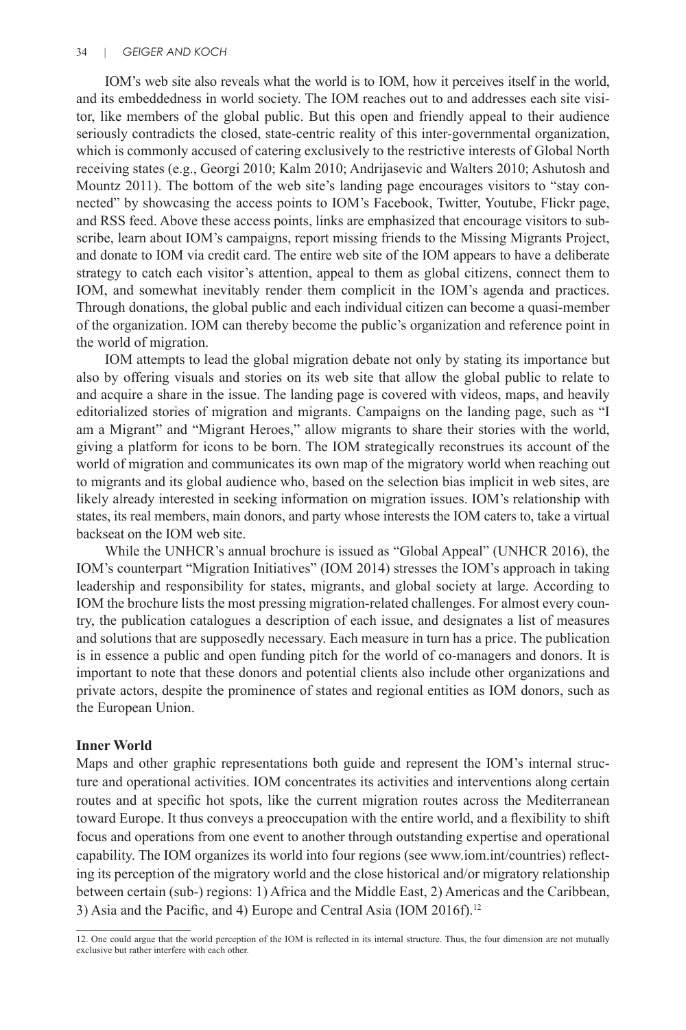IOM's web site also reveals what the world is to IOM, how it perceives itself in the world, and its embeddedness in world society. The IOM reaches out to and addresses each site visitor, like members of the global public. But this open and friendly appeal to their audience seriously contradicts the closed, state-centric reality of this inter-governmental organization, which is commonly accused of catering exclusively to the restrictive interests of Global North receiving states (e.g., Georgi 2010; Kalm 2010; Andrijasevic and Walters 2010; Ashutosh and Mountz 2011). The bottom of the web site's landing page encourages visitors to "stay connected" by showcasing the access points to IOM's Facebook, Twitter, Youtube, Flickr page, and RSS feed. Above these access points, links are emphasized that encourage visitors to subscribe, learn about IOM's campaigns, report missing friends to the Missing Migrants Project, and donate to IOM via credit card. The entire web site of the IOM appears to have a deliberate strategy to catch each visitor's attention, appeal to them as global citizens, connect them to IOM, and somewhat inevitably render them complicit in the IOM's agenda and practices. Through donations, the global public and each individual citizen can become a quasi-member of the organization. IOM can thereby become the public's organization and reference point in the world of migration.

IOM attempts to lead the global migration debate not only by stating its importance but also by offering visuals and stories on its web site that allow the global public to relate to and acquire a share in the issue. The landing page is covered with videos, maps, and heavily editorialized stories of migration and migrants. Campaigns on the landing page, such as "I am a Migrant" and "Migrant Heroes," allow migrants to share their stories with the world, giving a platform for icons to be born. The IOM strategically reconstrues its account of the world of migration and communicates its own map of the migratory world when reaching out to migrants and its global audience who, based on the selection bias implicit in web sites, are likely already interested in seeking information on migration issues. IOM's relationship with states, its real members, main donors, and party whose interests the IOM caters to, take a virtual backseat on the IOM web site.

While the UNHCR's annual brochure is issued as "Global Appeal" (UNHCR 2016), the IOM's counterpart "Migration Initiatives" (IOM 2014) stresses the IOM's approach in taking leadership and responsibility for states, migrants, and global society at large. According to IOM the brochure lists the most pressing migration-related challenges. For almost every country, the publication catalogues a description of each issue, and designates a list of measures and solutions that are supposedly necessary. Each measure in turn has a price. The publication is in essence a public and open funding pitch for the world of co-managers and donors. It is important to note that these donors and potential clients also include other organizations and private actors, despite the prominence of states and regional entities as IOM donors, such as the European Union.

**Inner World**

Maps and other graphic representations both guide and represent the IOM's internal structure and operational activities. IOM concentrates its activities and interventions along certain routes and at specific hot spots, like the current migration routes across the Mediterranean toward Europe. It thus conveys a preoccupation with the entire world, and a flexibility to shift focus and operations from one event to another through outstanding expertise and operational capability. The IOM organizes its world into four regions (see www.iom.int/countries) reflecting its perception of the migratory world and the close historical and/or migratory relationship between certain (sub-) regions: 1) Africa and the Middle East, 2) Americas and the Caribbean, 3) Asia and the Pacific, and 4) Europe and Central Asia (IOM 2016f).[12]

12. One could argue that the world perception of the IOM is reflected in its internal structure. Thus, the four dimension are not mutually exclusive but rather interfere with each other.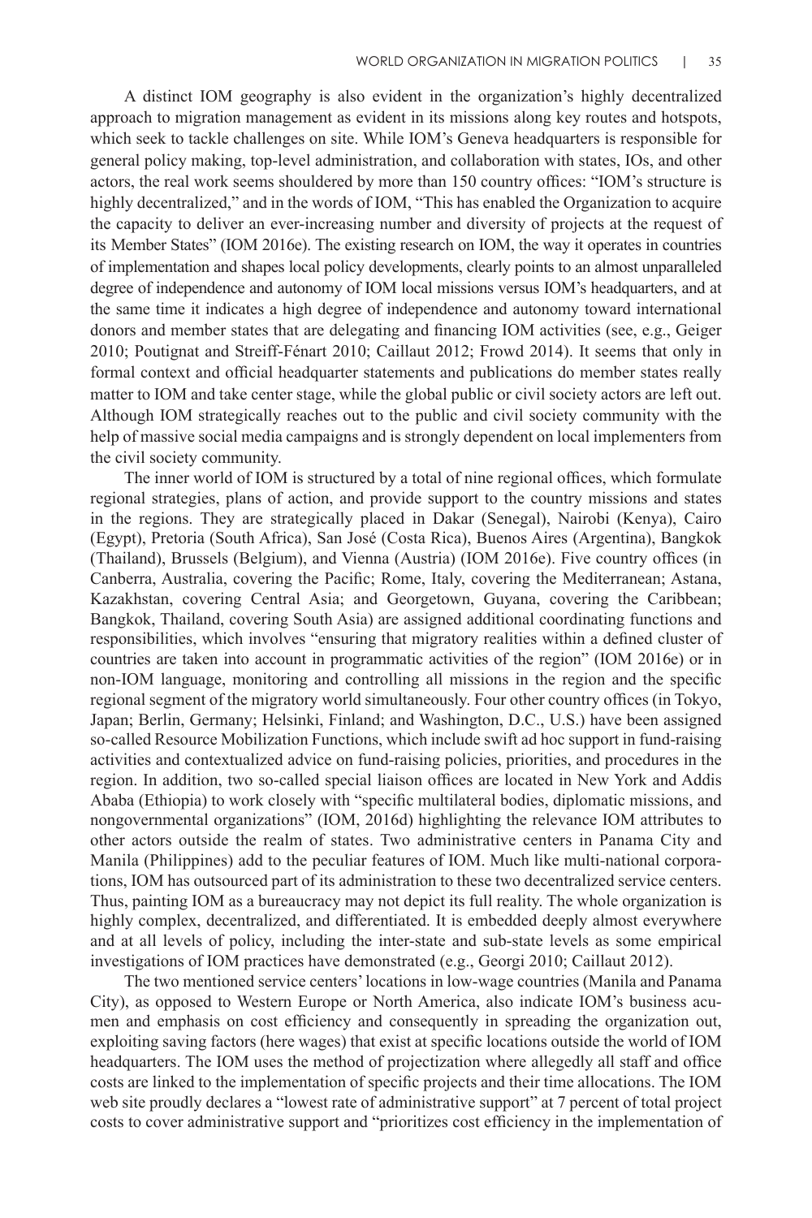A distinct IOM geography is also evident in the organization's highly decentralized approach to migration management as evident in its missions along key routes and hotspots, which seek to tackle challenges on site. While IOM's Geneva headquarters is responsible for general policy making, top-level administration, and collaboration with states, IOs, and other actors, the real work seems shouldered by more than 150 country offices: "IOM's structure is highly decentralized," and in the words of IOM, "This has enabled the Organization to acquire the capacity to deliver an ever-increasing number and diversity of projects at the request of its Member States" (IOM 2016e). The existing research on IOM, the way it operates in countries of implementation and shapes local policy developments, clearly points to an almost unparalleled degree of independence and autonomy of IOM local missions versus IOM's headquarters, and at the same time it indicates a high degree of independence and autonomy toward international donors and member states that are delegating and financing IOM activities (see, e.g., Geiger 2010; Poutignat and Streiff-Fénart 2010; Caillaut 2012; Frowd 2014). It seems that only in formal context and official headquarter statements and publications do member states really matter to IOM and take center stage, while the global public or civil society actors are left out. Although IOM strategically reaches out to the public and civil society community with the help of massive social media campaigns and is strongly dependent on local implementers from the civil society community.

The inner world of IOM is structured by a total of nine regional offices, which formulate regional strategies, plans of action, and provide support to the country missions and states in the regions. They are strategically placed in Dakar (Senegal), Nairobi (Kenya), Cairo (Egypt), Pretoria (South Africa), San José (Costa Rica), Buenos Aires (Argentina), Bangkok (Thailand), Brussels (Belgium), and Vienna (Austria) (IOM 2016e). Five country offices (in Canberra, Australia, covering the Pacific; Rome, Italy, covering the Mediterranean; Astana, Kazakhstan, covering Central Asia; and Georgetown, Guyana, covering the Caribbean; Bangkok, Thailand, covering South Asia) are assigned additional coordinating functions and responsibilities, which involves "ensuring that migratory realities within a defined cluster of countries are taken into account in programmatic activities of the region" (IOM 2016e) or in non-IOM language, monitoring and controlling all missions in the region and the specific regional segment of the migratory world simultaneously. Four other country offices (in Tokyo, Japan; Berlin, Germany; Helsinki, Finland; and Washington, D.C., U.S.) have been assigned so-called Resource Mobilization Functions, which include swift ad hoc support in fund-raising activities and contextualized advice on fund-raising policies, priorities, and procedures in the region. In addition, two so-called special liaison offices are located in New York and Addis Ababa (Ethiopia) to work closely with "specific multilateral bodies, diplomatic missions, and nongovernmental organizations" (IOM, 2016d) highlighting the relevance IOM attributes to other actors outside the realm of states. Two administrative centers in Panama City and Manila (Philippines) add to the peculiar features of IOM. Much like multi-national corporations, IOM has outsourced part of its administration to these two decentralized service centers. Thus, painting IOM as a bureaucracy may not depict its full reality. The whole organization is highly complex, decentralized, and differentiated. It is embedded deeply almost everywhere and at all levels of policy, including the inter-state and sub-state levels as some empirical investigations of IOM practices have demonstrated (e.g., Georgi 2010; Caillaut 2012).

The two mentioned service centers' locations in low-wage countries (Manila and Panama City), as opposed to Western Europe or North America, also indicate IOM's business acumen and emphasis on cost efficiency and consequently in spreading the organization out, exploiting saving factors (here wages) that exist at specific locations outside the world of IOM headquarters. The IOM uses the method of projectization where allegedly all staff and office costs are linked to the implementation of specific projects and their time allocations. The IOM web site proudly declares a "lowest rate of administrative support" at 7 percent of total project costs to cover administrative support and "prioritizes cost efficiency in the implementation of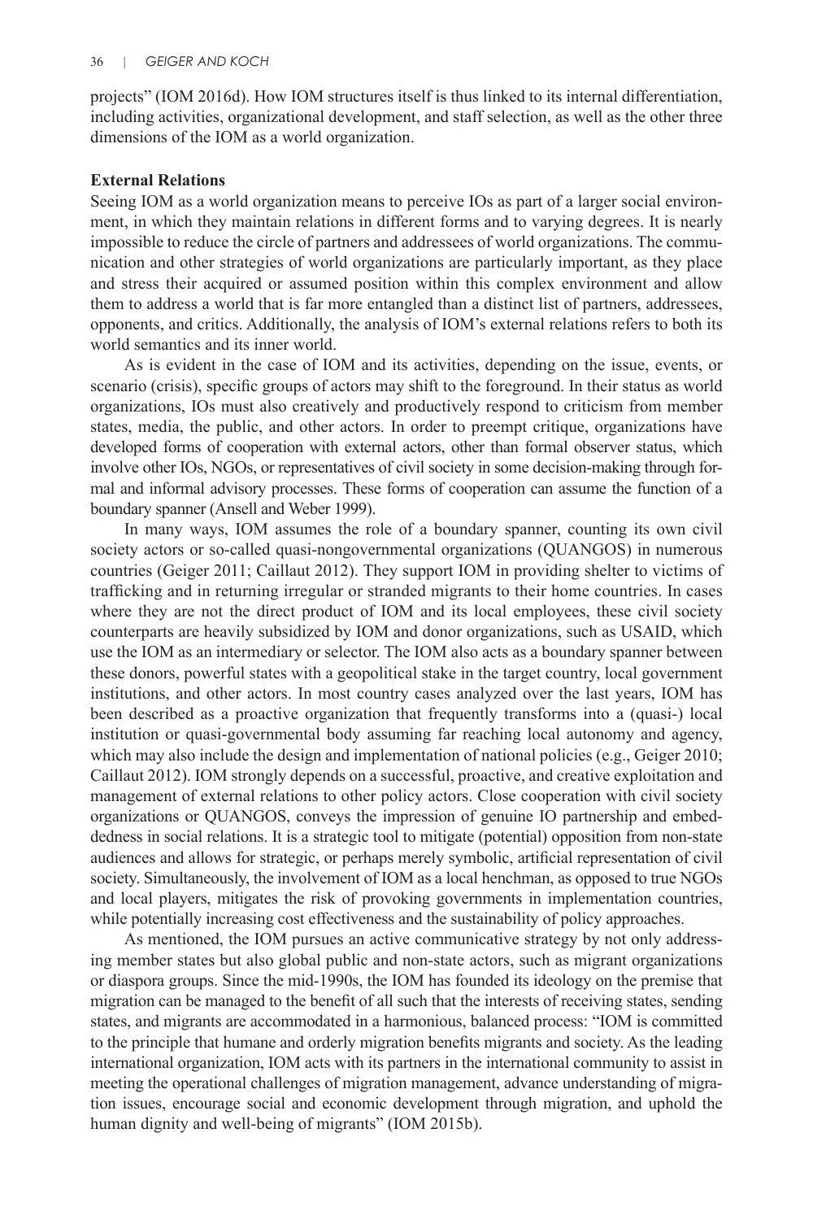projects" (IOM 2016d). How IOM structures itself is thus linked to its internal differentiation, including activities, organizational development, and staff selection, as well as the other three dimensions of the IOM as a world organization.

### External Relations

Seeing IOM as a world organization means to perceive IOs as part of a larger social environment, in which they maintain relations in different forms and to varying degrees. It is nearly impossible to reduce the circle of partners and addressees of world organizations. The communication and other strategies of world organizations are particularly important, as they place and stress their acquired or assumed position within this complex environment and allow them to address a world that is far more entangled than a distinct list of partners, addressees, opponents, and critics. Additionally, the analysis of IOM's external relations refers to both its world semantics and its inner world.

As is evident in the case of IOM and its activities, depending on the issue, events, or scenario (crisis), specific groups of actors may shift to the foreground. In their status as world organizations, IOs must also creatively and productively respond to criticism from member states, media, the public, and other actors. In order to preempt critique, organizations have developed forms of cooperation with external actors, other than formal observer status, which involve other IOs, NGOs, or representatives of civil society in some decision-making through formal and informal advisory processes. These forms of cooperation can assume the function of a boundary spanner (Ansell and Weber 1999).

In many ways, IOM assumes the role of a boundary spanner, counting its own civil society actors or so-called quasi-nongovernmental organizations (QUANGOS) in numerous countries (Geiger 2011; Caillaut 2012). They support IOM in providing shelter to victims of trafficking and in returning irregular or stranded migrants to their home countries. In cases where they are not the direct product of IOM and its local employees, these civil society counterparts are heavily subsidized by IOM and donor organizations, such as USAID, which use the IOM as an intermediary or selector. The IOM also acts as a boundary spanner between these donors, powerful states with a geopolitical stake in the target country, local government institutions, and other actors. In most country cases analyzed over the last years, IOM has been described as a proactive organization that frequently transforms into a (quasi-) local institution or quasi-governmental body assuming far reaching local autonomy and agency, which may also include the design and implementation of national policies (e.g., Geiger 2010; Caillaut 2012). IOM strongly depends on a successful, proactive, and creative exploitation and management of external relations to other policy actors. Close cooperation with civil society organizations or QUANGOS, conveys the impression of genuine IO partnership and embeddedness in social relations. It is a strategic tool to mitigate (potential) opposition from non-state audiences and allows for strategic, or perhaps merely symbolic, artificial representation of civil society. Simultaneously, the involvement of IOM as a local henchman, as opposed to true NGOs and local players, mitigates the risk of provoking governments in implementation countries, while potentially increasing cost effectiveness and the sustainability of policy approaches.

As mentioned, the IOM pursues an active communicative strategy by not only addressing member states but also global public and non-state actors, such as migrant organizations or diaspora groups. Since the mid-1990s, the IOM has founded its ideology on the premise that migration can be managed to the benefit of all such that the interests of receiving states, sending states, and migrants are accommodated in a harmonious, balanced process: "IOM is committed to the principle that humane and orderly migration benefits migrants and society. As the leading international organization, IOM acts with its partners in the international community to assist in meeting the operational challenges of migration management, advance understanding of migration issues, encourage social and economic development through migration, and uphold the human dignity and well-being of migrants" (IOM 2015b).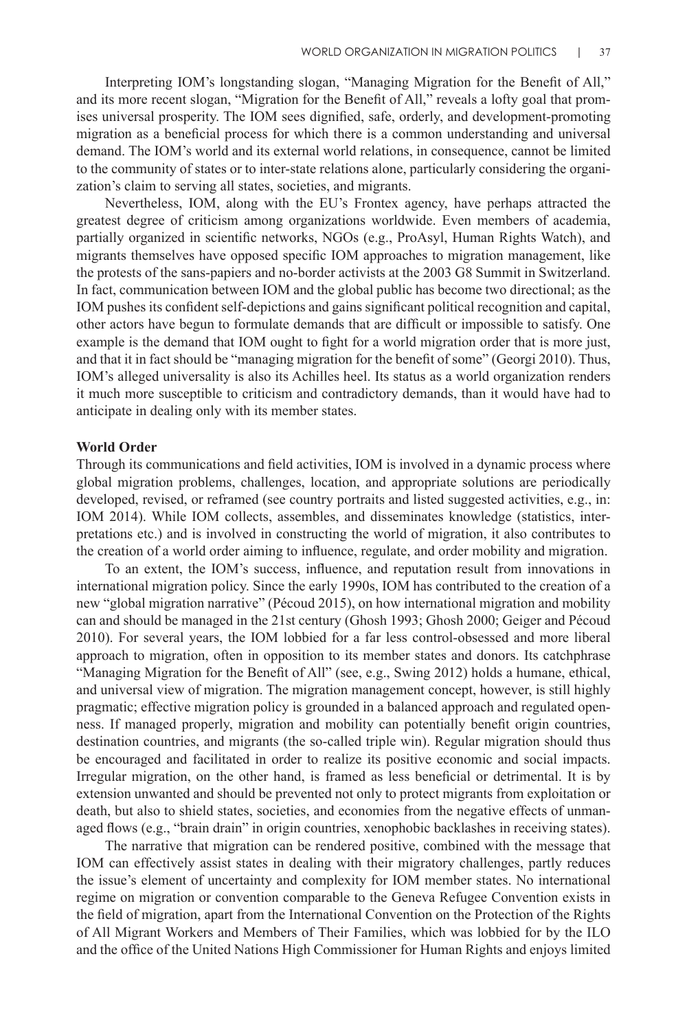Interpreting IOM's longstanding slogan, "Managing Migration for the Benefit of All," and its more recent slogan, "Migration for the Benefit of All," reveals a lofty goal that promises universal prosperity. The IOM sees dignified, safe, orderly, and development-promoting migration as a beneficial process for which there is a common understanding and universal demand. The IOM's world and its external world relations, in consequence, cannot be limited to the community of states or to inter-state relations alone, particularly considering the organization's claim to serving all states, societies, and migrants.

Nevertheless, IOM, along with the EU's Frontex agency, have perhaps attracted the greatest degree of criticism among organizations worldwide. Even members of academia, partially organized in scientific networks, NGOs (e.g., ProAsyl, Human Rights Watch), and migrants themselves have opposed specific IOM approaches to migration management, like the protests of the sans-papiers and no-border activists at the 2003 G8 Summit in Switzerland. In fact, communication between IOM and the global public has become two directional; as the IOM pushes its confident self-depictions and gains significant political recognition and capital, other actors have begun to formulate demands that are difficult or impossible to satisfy. One example is the demand that IOM ought to fight for a world migration order that is more just, and that it in fact should be "managing migration for the benefit of some" (Georgi 2010). Thus, IOM's alleged universality is also its Achilles heel. Its status as a world organization renders it much more susceptible to criticism and contradictory demands, than it would have had to anticipate in dealing only with its member states.

**World Order**

Through its communications and field activities, IOM is involved in a dynamic process where global migration problems, challenges, location, and appropriate solutions are periodically developed, revised, or reframed (see country portraits and listed suggested activities, e.g., in: IOM 2014). While IOM collects, assembles, and disseminates knowledge (statistics, interpretations etc.) and is involved in constructing the world of migration, it also contributes to the creation of a world order aiming to influence, regulate, and order mobility and migration.

To an extent, the IOM's success, influence, and reputation result from innovations in international migration policy. Since the early 1990s, IOM has contributed to the creation of a new "global migration narrative" (Pécoud 2015), on how international migration and mobility can and should be managed in the 21st century (Ghosh 1993; Ghosh 2000; Geiger and Pécoud 2010). For several years, the IOM lobbied for a far less control-obsessed and more liberal approach to migration, often in opposition to its member states and donors. Its catchphrase "Managing Migration for the Benefit of All" (see, e.g., Swing 2012) holds a humane, ethical, and universal view of migration. The migration management concept, however, is still highly pragmatic; effective migration policy is grounded in a balanced approach and regulated openness. If managed properly, migration and mobility can potentially benefit origin countries, destination countries, and migrants (the so-called triple win). Regular migration should thus be encouraged and facilitated in order to realize its positive economic and social impacts. Irregular migration, on the other hand, is framed as less beneficial or detrimental. It is by extension unwanted and should be prevented not only to protect migrants from exploitation or death, but also to shield states, societies, and economies from the negative effects of unmanaged flows (e.g., "brain drain" in origin countries, xenophobic backlashes in receiving states).

The narrative that migration can be rendered positive, combined with the message that IOM can effectively assist states in dealing with their migratory challenges, partly reduces the issue's element of uncertainty and complexity for IOM member states. No international regime on migration or convention comparable to the Geneva Refugee Convention exists in the field of migration, apart from the International Convention on the Protection of the Rights of All Migrant Workers and Members of Their Families, which was lobbied for by the ILO and the office of the United Nations High Commissioner for Human Rights and enjoys limited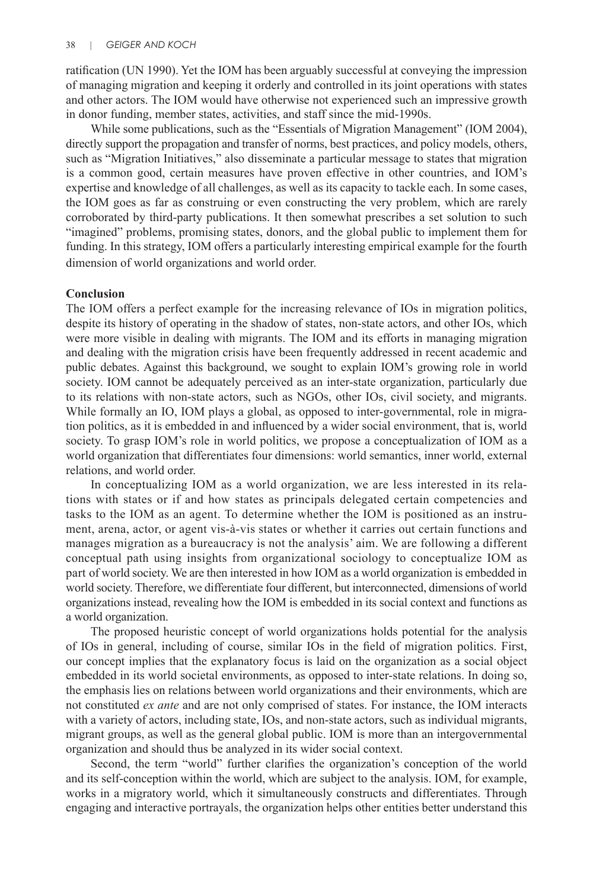ratification (UN 1990). Yet the IOM has been arguably successful at conveying the impression of managing migration and keeping it orderly and controlled in its joint operations with states and other actors. The IOM would have otherwise not experienced such an impressive growth in donor funding, member states, activities, and staff since the mid-1990s.

While some publications, such as the "Essentials of Migration Management" (IOM 2004), directly support the propagation and transfer of norms, best practices, and policy models, others, such as "Migration Initiatives," also disseminate a particular message to states that migration is a common good, certain measures have proven effective in other countries, and IOM's expertise and knowledge of all challenges, as well as its capacity to tackle each. In some cases, the IOM goes as far as construing or even constructing the very problem, which are rarely corroborated by third-party publications. It then somewhat prescribes a set solution to such "imagined" problems, promising states, donors, and the global public to implement them for funding. In this strategy, IOM offers a particularly interesting empirical example for the fourth dimension of world organizations and world order.

## Conclusion

The IOM offers a perfect example for the increasing relevance of IOs in migration politics, despite its history of operating in the shadow of states, non-state actors, and other IOs, which were more visible in dealing with migrants. The IOM and its efforts in managing migration and dealing with the migration crisis have been frequently addressed in recent academic and public debates. Against this background, we sought to explain IOM's growing role in world society. IOM cannot be adequately perceived as an inter-state organization, particularly due to its relations with non-state actors, such as NGOs, other IOs, civil society, and migrants. While formally an IO, IOM plays a global, as opposed to inter-governmental, role in migration politics, as it is embedded in and influenced by a wider social environment, that is, world society. To grasp IOM's role in world politics, we propose a conceptualization of IOM as a world organization that differentiates four dimensions: world semantics, inner world, external relations, and world order.

In conceptualizing IOM as a world organization, we are less interested in its relations with states or if and how states as principals delegated certain competencies and tasks to the IOM as an agent. To determine whether the IOM is positioned as an instrument, arena, actor, or agent vis-à-vis states or whether it carries out certain functions and manages migration as a bureaucracy is not the analysis' aim. We are following a different conceptual path using insights from organizational sociology to conceptualize IOM as part of world society. We are then interested in how IOM as a world organization is embedded in world society. Therefore, we differentiate four different, but interconnected, dimensions of world organizations instead, revealing how the IOM is embedded in its social context and functions as a world organization.

The proposed heuristic concept of world organizations holds potential for the analysis of IOs in general, including of course, similar IOs in the field of migration politics. First, our concept implies that the explanatory focus is laid on the organization as a social object embedded in its world societal environments, as opposed to inter-state relations. In doing so, the emphasis lies on relations between world organizations and their environments, which are not constituted *ex ante* and are not only comprised of states. For instance, the IOM interacts with a variety of actors, including state, IOs, and non-state actors, such as individual migrants, migrant groups, as well as the general global public. IOM is more than an intergovernmental organization and should thus be analyzed in its wider social context.

Second, the term "world" further clarifies the organization's conception of the world and its self-conception within the world, which are subject to the analysis. IOM, for example, works in a migratory world, which it simultaneously constructs and differentiates. Through engaging and interactive portrayals, the organization helps other entities better understand this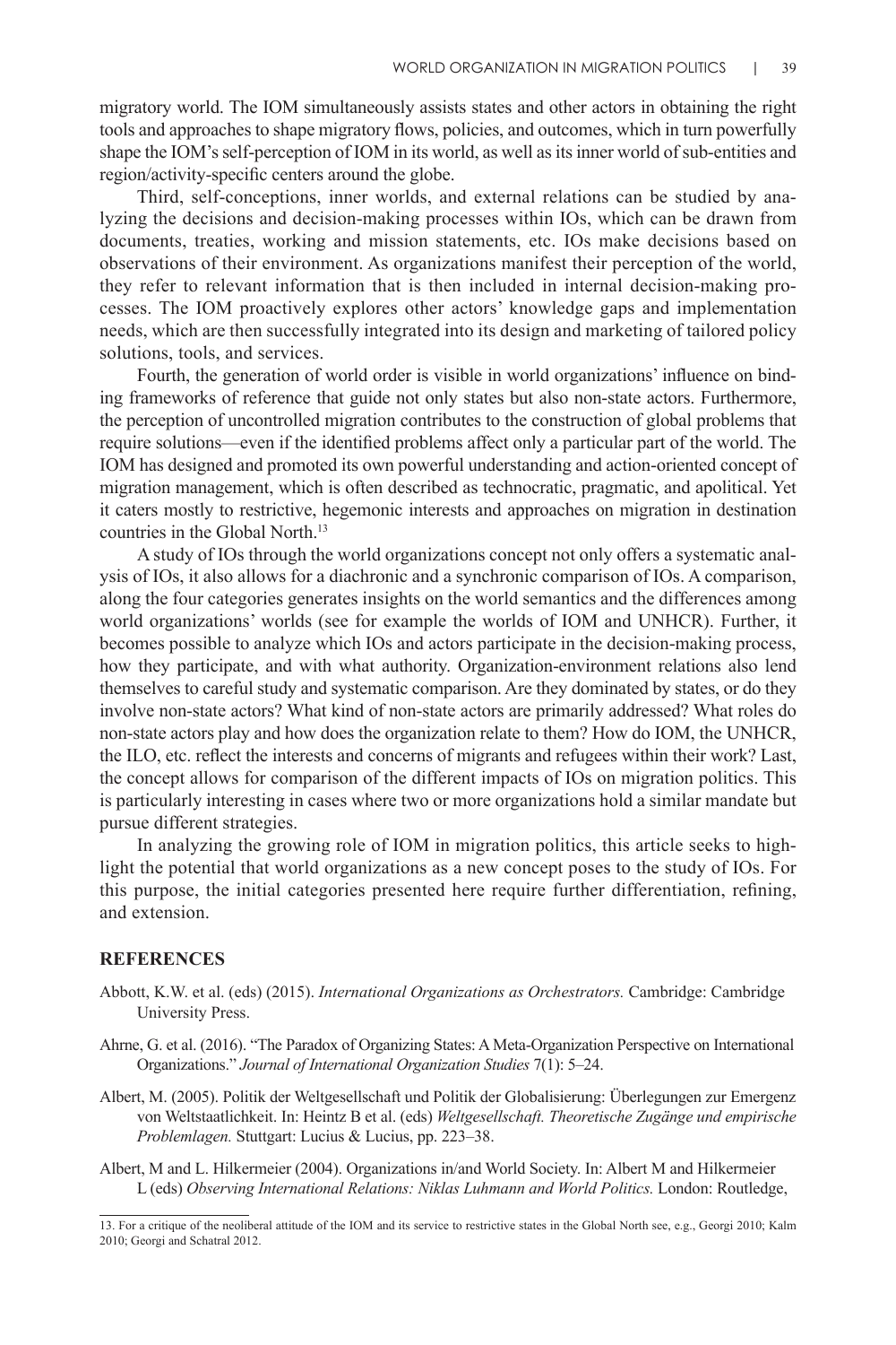migratory world. The IOM simultaneously assists states and other actors in obtaining the right tools and approaches to shape migratory flows, policies, and outcomes, which in turn powerfully shape the IOM's self-perception of IOM in its world, as well as its inner world of sub-entities and region/activity-specific centers around the globe.

Third, self-conceptions, inner worlds, and external relations can be studied by analyzing the decisions and decision-making processes within IOs, which can be drawn from documents, treaties, working and mission statements, etc. IOs make decisions based on observations of their environment. As organizations manifest their perception of the world, they refer to relevant information that is then included in internal decision-making processes. The IOM proactively explores other actors' knowledge gaps and implementation needs, which are then successfully integrated into its design and marketing of tailored policy solutions, tools, and services.

Fourth, the generation of world order is visible in world organizations' influence on binding frameworks of reference that guide not only states but also non-state actors. Furthermore, the perception of uncontrolled migration contributes to the construction of global problems that require solutions—even if the identified problems affect only a particular part of the world. The IOM has designed and promoted its own powerful understanding and action-oriented concept of migration management, which is often described as technocratic, pragmatic, and apolitical. Yet it caters mostly to restrictive, hegemonic interests and approaches on migration in destination countries in the Global North.[13]

A study of IOs through the world organizations concept not only offers a systematic analysis of IOs, it also allows for a diachronic and a synchronic comparison of IOs. A comparison, along the four categories generates insights on the world semantics and the differences among world organizations' worlds (see for example the worlds of IOM and UNHCR). Further, it becomes possible to analyze which IOs and actors participate in the decision-making process, how they participate, and with what authority. Organization-environment relations also lend themselves to careful study and systematic comparison. Are they dominated by states, or do they involve non-state actors? What kind of non-state actors are primarily addressed? What roles do non-state actors play and how does the organization relate to them? How do IOM, the UNHCR, the ILO, etc. reflect the interests and concerns of migrants and refugees within their work? Last, the concept allows for comparison of the different impacts of IOs on migration politics. This is particularly interesting in cases where two or more organizations hold a similar mandate but pursue different strategies.

In analyzing the growing role of IOM in migration politics, this article seeks to highlight the potential that world organizations as a new concept poses to the study of IOs. For this purpose, the initial categories presented here require further differentiation, refining, and extension.

## REFERENCES

Abbott, K.W. et al. (eds) (2015). *International Organizations as Orchestrators.* Cambridge: Cambridge University Press.

Ahrne, G. et al. (2016). "The Paradox of Organizing States: A Meta-Organization Perspective on International Organizations." *Journal of International Organization Studies* 7(1): 5–24.

Albert, M. (2005). Politik der Weltgesellschaft und Politik der Globalisierung: Überlegungen zur Emergenz von Weltstaatlichkeit. In: Heintz B et al. (eds) *Weltgesellschaft. Theoretische Zugänge und empirische Problemlagen.* Stuttgart: Lucius & Lucius, pp. 223–38.

Albert, M and L. Hilkermeier (2004). Organizations in/and World Society. In: Albert M and Hilkermeier L (eds) *Observing International Relations: Niklas Luhmann and World Politics.* London: Routledge,

13. For a critique of the neoliberal attitude of the IOM and its service to restrictive states in the Global North see, e.g., Georgi 2010; Kalm 2010; Georgi and Schatral 2012.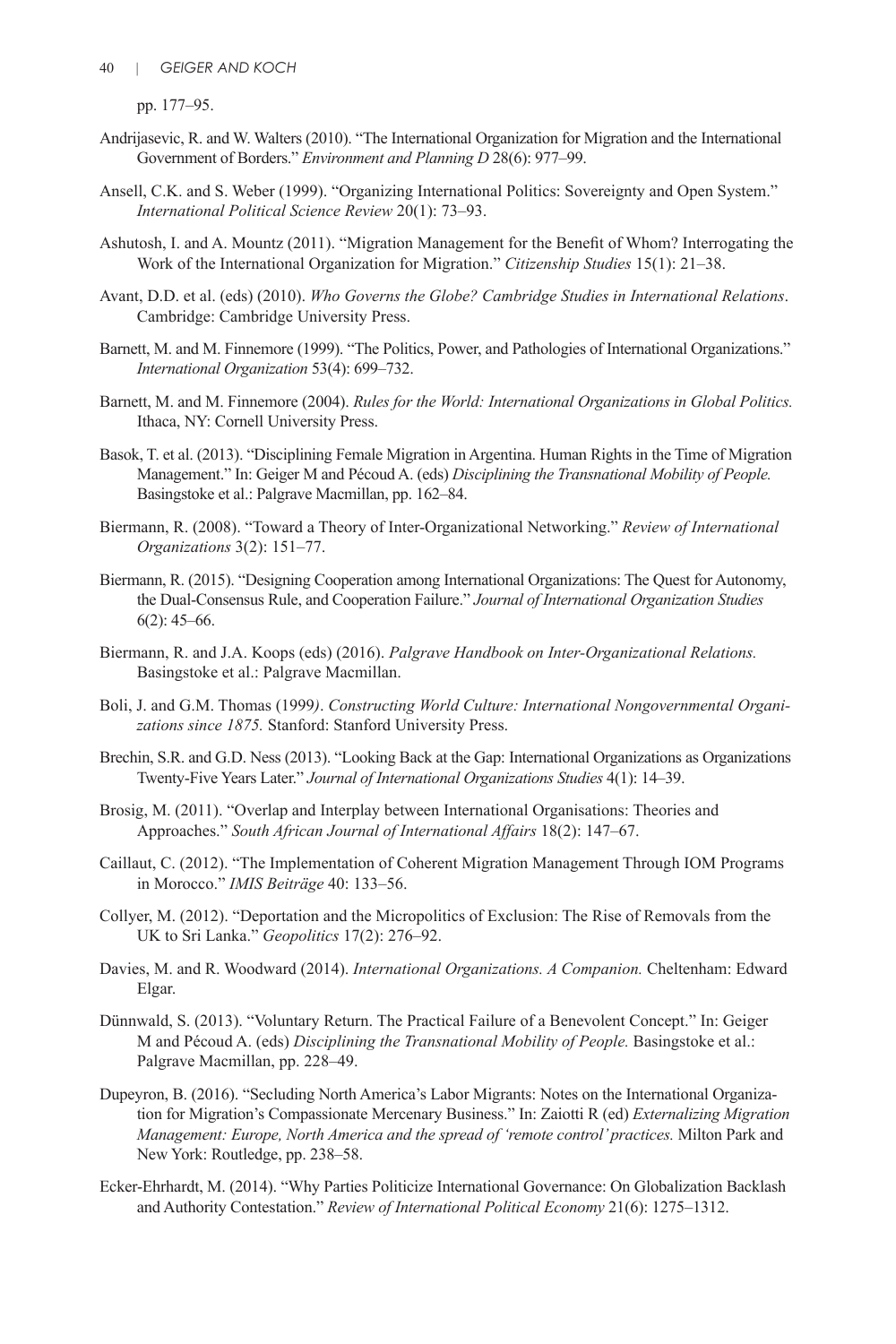pp. 177–95.

Andrijasevic, R. and W. Walters (2010). "The International Organization for Migration and the International Government of Borders." *Environment and Planning D* 28(6): 977–99.

Ansell, C.K. and S. Weber (1999). "Organizing International Politics: Sovereignty and Open System." *International Political Science Review* 20(1): 73–93.

Ashutosh, I. and A. Mountz (2011). "Migration Management for the Benefit of Whom? Interrogating the Work of the International Organization for Migration." *Citizenship Studies* 15(1): 21–38.

Avant, D.D. et al. (eds) (2010). *Who Governs the Globe? Cambridge Studies in International Relations*. Cambridge: Cambridge University Press.

Barnett, M. and M. Finnemore (1999). "The Politics, Power, and Pathologies of International Organizations." *International Organization* 53(4): 699–732.

Barnett, M. and M. Finnemore (2004). *Rules for the World: International Organizations in Global Politics.* Ithaca, NY: Cornell University Press.

Basok, T. et al. (2013). "Disciplining Female Migration in Argentina. Human Rights in the Time of Migration Management." In: Geiger M and Pécoud A. (eds) *Disciplining the Transnational Mobility of People.* Basingstoke et al.: Palgrave Macmillan, pp. 162–84.

Biermann, R. (2008). "Toward a Theory of Inter-Organizational Networking." *Review of International Organizations* 3(2): 151–77.

Biermann, R. (2015). "Designing Cooperation among International Organizations: The Quest for Autonomy, the Dual-Consensus Rule, and Cooperation Failure." *Journal of International Organization Studies* 6(2): 45–66.

Biermann, R. and J.A. Koops (eds) (2016). *Palgrave Handbook on Inter-Organizational Relations.* Basingstoke et al.: Palgrave Macmillan.

Boli, J. and G.M. Thomas (1999*). Constructing World Culture: International Nongovernmental Organizations since 1875.* Stanford: Stanford University Press.

Brechin, S.R. and G.D. Ness (2013). "Looking Back at the Gap: International Organizations as Organizations Twenty-Five Years Later." *Journal of International Organizations Studies* 4(1): 14–39.

Brosig, M. (2011). "Overlap and Interplay between International Organisations: Theories and Approaches." *South African Journal of International Affairs* 18(2): 147–67.

Caillaut, C. (2012). "The Implementation of Coherent Migration Management Through IOM Programs in Morocco." *IMIS Beiträge* 40: 133–56.

Collyer, M. (2012). "Deportation and the Micropolitics of Exclusion: The Rise of Removals from the UK to Sri Lanka." *Geopolitics* 17(2): 276–92.

Davies, M. and R. Woodward (2014). *International Organizations. A Companion.* Cheltenham: Edward Elgar.

Dünnwald, S. (2013). "Voluntary Return. The Practical Failure of a Benevolent Concept." In: Geiger M and Pécoud A. (eds) *Disciplining the Transnational Mobility of People.* Basingstoke et al.: Palgrave Macmillan, pp. 228–49.

Dupeyron, B. (2016). "Secluding North America's Labor Migrants: Notes on the International Organization for Migration's Compassionate Mercenary Business." In: Zaiotti R (ed) *Externalizing Migration Management: Europe, North America and the spread of 'remote control' practices.* Milton Park and New York: Routledge, pp. 238–58.

Ecker-Ehrhardt, M. (2014). "Why Parties Politicize International Governance: On Globalization Backlash and Authority Contestation." *Review of International Political Economy* 21(6): 1275–1312.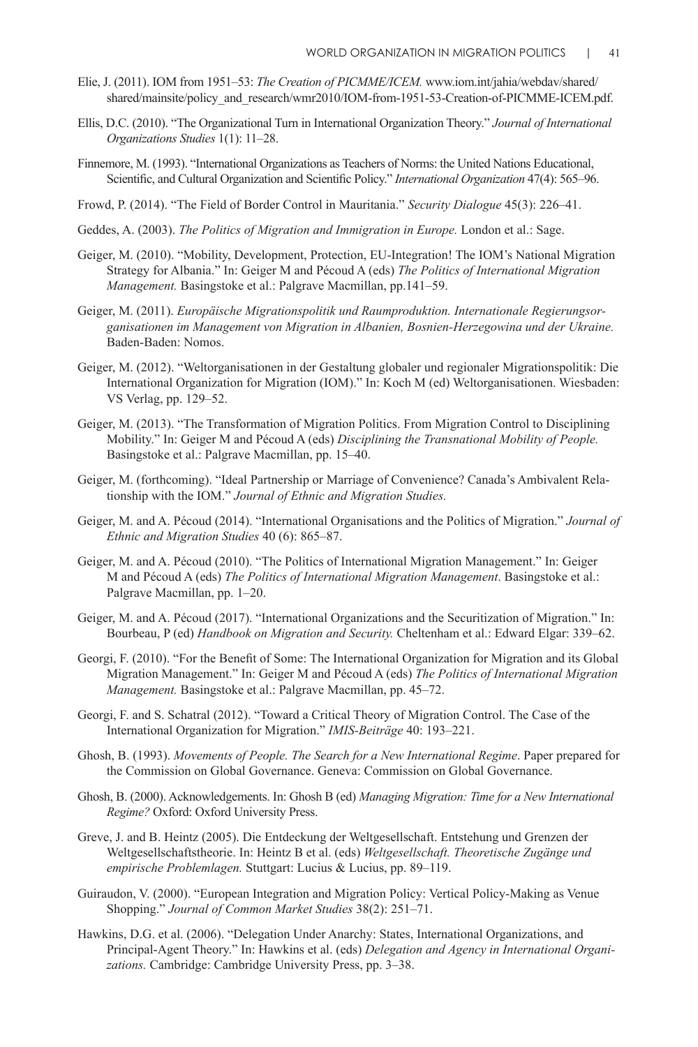Elie, J. (2011). IOM from 1951–53: *The Creation of PICMME/ICEM.* www.iom.int/jahia/webdav/shared/shared/mainsite/policy_and_research/wmr2010/IOM-from-1951-53-Creation-of-PICMME-ICEM.pdf.

Ellis, D.C. (2010). "The Organizational Turn in International Organization Theory." *Journal of International Organizations Studies* 1(1): 11–28.

Finnemore, M. (1993). "International Organizations as Teachers of Norms: the United Nations Educational, Scientific, and Cultural Organization and Scientific Policy." *International Organization* 47(4): 565–96.

Frowd, P. (2014). "The Field of Border Control in Mauritania." *Security Dialogue* 45(3): 226–41.

Geddes, A. (2003). *The Politics of Migration and Immigration in Europe.* London et al.: Sage.

Geiger, M. (2010). "Mobility, Development, Protection, EU-Integration! The IOM's National Migration Strategy for Albania." In: Geiger M and Pécoud A (eds) *The Politics of International Migration Management.* Basingstoke et al.: Palgrave Macmillan, pp.141–59.

Geiger, M. (2011). *Europäische Migrationspolitik und Raumproduktion. Internationale Regierungsorganisationen im Management von Migration in Albanien, Bosnien-Herzegowina und der Ukraine.* Baden-Baden: Nomos.

Geiger, M. (2012). "Weltorganisationen in der Gestaltung globaler und regionaler Migrationspolitik: Die International Organization for Migration (IOM)." In: Koch M (ed) Weltorganisationen. Wiesbaden: VS Verlag, pp. 129–52.

Geiger, M. (2013). "The Transformation of Migration Politics. From Migration Control to Disciplining Mobility." In: Geiger M and Pécoud A (eds) *Disciplining the Transnational Mobility of People.* Basingstoke et al.: Palgrave Macmillan, pp. 15–40.

Geiger, M. (forthcoming). "Ideal Partnership or Marriage of Convenience? Canada's Ambivalent Relationship with the IOM." *Journal of Ethnic and Migration Studies.*

Geiger, M. and A. Pécoud (2014). "International Organisations and the Politics of Migration." *Journal of Ethnic and Migration Studies* 40 (6): 865–87.

Geiger, M. and A. Pécoud (2010). "The Politics of International Migration Management." In: Geiger M and Pécoud A (eds) *The Politics of International Migration Management*. Basingstoke et al.: Palgrave Macmillan, pp. 1–20.

Geiger, M. and A. Pécoud (2017). "International Organizations and the Securitization of Migration." In: Bourbeau, P (ed) *Handbook on Migration and Security.* Cheltenham et al.: Edward Elgar: 339–62.

Georgi, F. (2010). "For the Benefit of Some: The International Organization for Migration and its Global Migration Management." In: Geiger M and Pécoud A (eds) *The Politics of International Migration Management.* Basingstoke et al.: Palgrave Macmillan, pp. 45–72.

Georgi, F. and S. Schatral (2012). "Toward a Critical Theory of Migration Control. The Case of the International Organization for Migration." *IMIS-Beiträge* 40: 193–221.

Ghosh, B. (1993). *Movements of People. The Search for a New International Regime*. Paper prepared for the Commission on Global Governance. Geneva: Commission on Global Governance.

Ghosh, B. (2000). Acknowledgements. In: Ghosh B (ed) *Managing Migration: Time for a New International Regime?* Oxford: Oxford University Press.

Greve, J. and B. Heintz (2005). Die Entdeckung der Weltgesellschaft. Entstehung und Grenzen der Weltgesellschaftstheorie. In: Heintz B et al. (eds) *Weltgesellschaft. Theoretische Zugänge und empirische Problemlagen.* Stuttgart: Lucius & Lucius, pp. 89–119.

Guiraudon, V. (2000). "European Integration and Migration Policy: Vertical Policy-Making as Venue Shopping." *Journal of Common Market Studies* 38(2): 251–71.

Hawkins, D.G. et al. (2006). "Delegation Under Anarchy: States, International Organizations, and Principal-Agent Theory." In: Hawkins et al. (eds) *Delegation and Agency in International Organizations.* Cambridge: Cambridge University Press, pp. 3–38.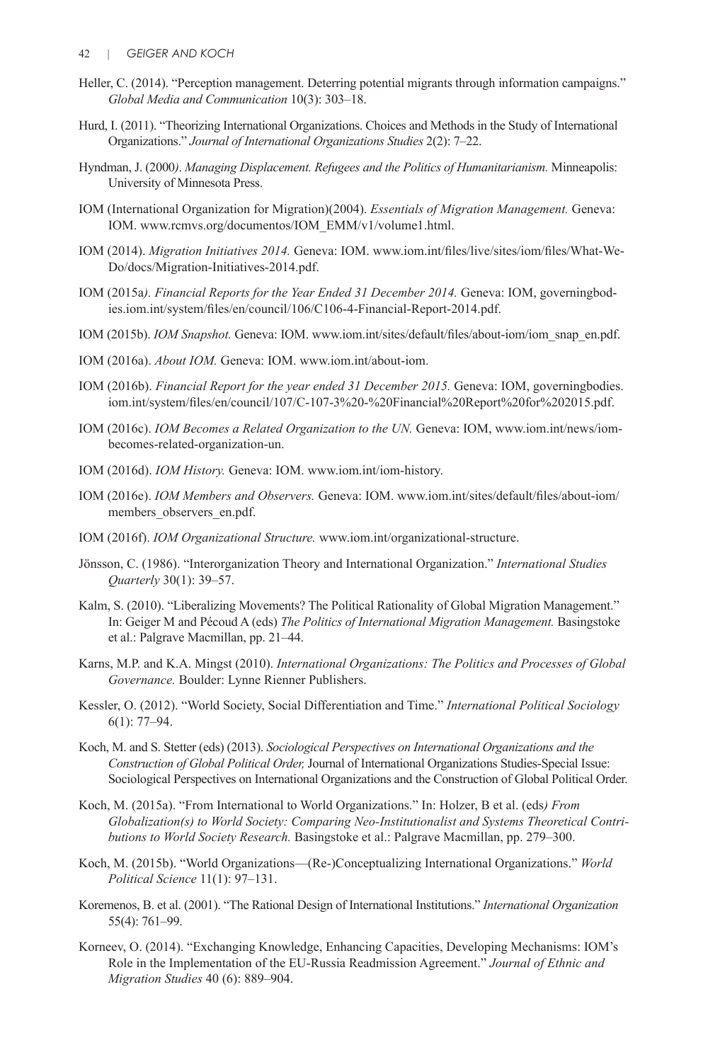Heller, C. (2014). "Perception management. Deterring potential migrants through information campaigns." *Global Media and Communication* 10(3): 303–18.

Hurd, I. (2011). "Theorizing International Organizations. Choices and Methods in the Study of International Organizations." *Journal of International Organizations Studies* 2(2): 7–22.

Hyndman, J. (2000*)*. *Managing Displacement. Refugees and the Politics of Humanitarianism.* Minneapolis: University of Minnesota Press.

IOM (International Organization for Migration)(2004). *Essentials of Migration Management.* Geneva: IOM. www.rcmvs.org/documentos/IOM_EMM/v1/volume1.html.

IOM (2014). *Migration Initiatives 2014.* Geneva: IOM. www.iom.int/files/live/sites/iom/files/What-We-Do/docs/Migration-Initiatives-2014.pdf.

IOM (2015a*). Financial Reports for the Year Ended 31 December 2014.* Geneva: IOM, governingbodies.iom.int/system/files/en/council/106/C106-4-Financial-Report-2014.pdf.

IOM (2015b). *IOM Snapshot.* Geneva: IOM. www.iom.int/sites/default/files/about-iom/iom_snap_en.pdf.

IOM (2016a). *About IOM.* Geneva: IOM. www.iom.int/about-iom.

IOM (2016b). *Financial Report for the year ended 31 December 2015.* Geneva: IOM, governingbodies.iom.int/system/files/en/council/107/C-107-3%20-%20Financial%20Report%20for%202015.pdf.

IOM (2016c). *IOM Becomes a Related Organization to the UN.* Geneva: IOM, www.iom.int/news/iom-becomes-related-organization-un.

IOM (2016d). *IOM History.* Geneva: IOM. www.iom.int/iom-history.

IOM (2016e). *IOM Members and Observers.* Geneva: IOM. www.iom.int/sites/default/files/about-iom/members_observers_en.pdf.

IOM (2016f). *IOM Organizational Structure.* www.iom.int/organizational-structure.

Jönsson, C. (1986). "Interorganization Theory and International Organization." *International Studies Quarterly* 30(1): 39–57.

Kalm, S. (2010). "Liberalizing Movements? The Political Rationality of Global Migration Management." In: Geiger M and Pécoud A (eds) *The Politics of International Migration Management.* Basingstoke et al.: Palgrave Macmillan, pp. 21–44.

Karns, M.P. and K.A. Mingst (2010). *International Organizations: The Politics and Processes of Global Governance.* Boulder: Lynne Rienner Publishers.

Kessler, O. (2012). "World Society, Social Differentiation and Time." *International Political Sociology* 6(1): 77–94.

Koch, M. and S. Stetter (eds) (2013). *Sociological Perspectives on International Organizations and the Construction of Global Political Order,* Journal of International Organizations Studies-Special Issue: Sociological Perspectives on International Organizations and the Construction of Global Political Order.

Koch, M. (2015a). "From International to World Organizations." In: Holzer, B et al. (eds*) From Globalization(s) to World Society: Comparing Neo-Institutionalist and Systems Theoretical Contributions to World Society Research.* Basingstoke et al.: Palgrave Macmillan, pp. 279–300.

Koch, M. (2015b). "World Organizations—(Re-)Conceptualizing International Organizations." *World Political Science* 11(1): 97–131.

Koremenos, B. et al. (2001). "The Rational Design of International Institutions." *International Organization* 55(4): 761–99.

Korneev, O. (2014). "Exchanging Knowledge, Enhancing Capacities, Developing Mechanisms: IOM's Role in the Implementation of the EU-Russia Readmission Agreement." *Journal of Ethnic and Migration Studies* 40 (6): 889–904.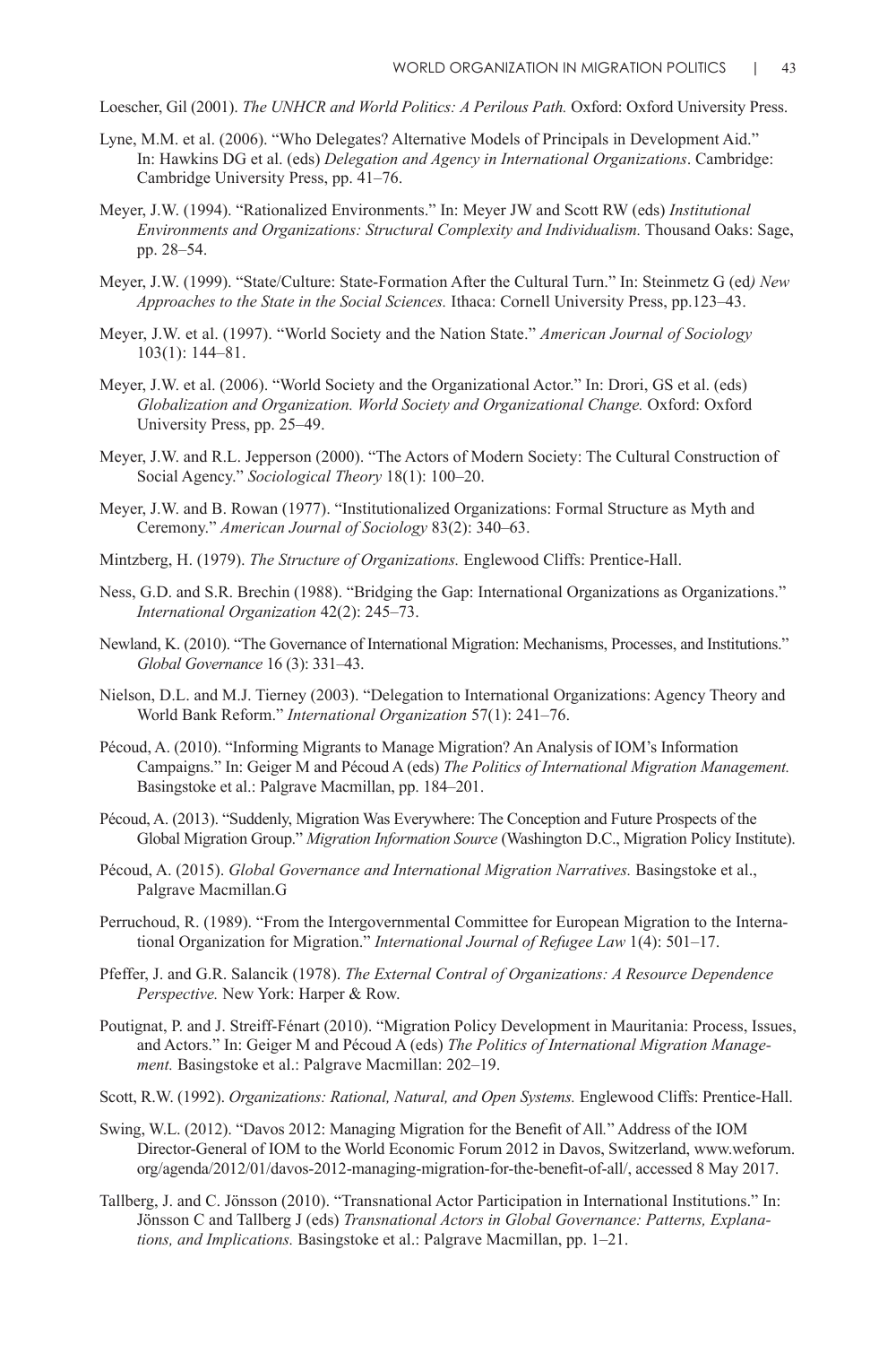Loescher, Gil (2001). *The UNHCR and World Politics: A Perilous Path.* Oxford: Oxford University Press.

Lyne, M.M. et al. (2006). "Who Delegates? Alternative Models of Principals in Development Aid." In: Hawkins DG et al. (eds) *Delegation and Agency in International Organizations*. Cambridge: Cambridge University Press, pp. 41–76.

Meyer, J.W. (1994). "Rationalized Environments." In: Meyer JW and Scott RW (eds) *Institutional Environments and Organizations: Structural Complexity and Individualism.* Thousand Oaks: Sage, pp. 28–54.

Meyer, J.W. (1999). "State/Culture: State-Formation After the Cultural Turn." In: Steinmetz G (ed*) New Approaches to the State in the Social Sciences.* Ithaca: Cornell University Press, pp.123–43.

Meyer, J.W. et al. (1997). "World Society and the Nation State." *American Journal of Sociology* 103(1): 144–81.

Meyer, J.W. et al. (2006). "World Society and the Organizational Actor." In: Drori, GS et al. (eds) *Globalization and Organization. World Society and Organizational Change.* Oxford: Oxford University Press, pp. 25–49.

Meyer, J.W. and R.L. Jepperson (2000). "The Actors of Modern Society: The Cultural Construction of Social Agency." *Sociological Theory* 18(1): 100–20.

Meyer, J.W. and B. Rowan (1977). "Institutionalized Organizations: Formal Structure as Myth and Ceremony." *American Journal of Sociology* 83(2): 340–63.

Mintzberg, H. (1979). *The Structure of Organizations.* Englewood Cliffs: Prentice-Hall.

Ness, G.D. and S.R. Brechin (1988). "Bridging the Gap: International Organizations as Organizations." *International Organization* 42(2): 245–73.

Newland, K. (2010). "The Governance of International Migration: Mechanisms, Processes, and Institutions." *Global Governance* 16 (3): 331–43.

Nielson, D.L. and M.J. Tierney (2003). "Delegation to International Organizations: Agency Theory and World Bank Reform." *International Organization* 57(1): 241–76.

Pécoud, A. (2010). "Informing Migrants to Manage Migration? An Analysis of IOM's Information Campaigns." In: Geiger M and Pécoud A (eds) *The Politics of International Migration Management.* Basingstoke et al.: Palgrave Macmillan, pp. 184–201.

Pécoud, A. (2013). "Suddenly, Migration Was Everywhere: The Conception and Future Prospects of the Global Migration Group." *Migration Information Source* (Washington D.C., Migration Policy Institute).

Pécoud, A. (2015). *Global Governance and International Migration Narratives.* Basingstoke et al., Palgrave Macmillan.G

Perruchoud, R. (1989). "From the Intergovernmental Committee for European Migration to the International Organization for Migration." *International Journal of Refugee Law* 1(4): 501–17.

Pfeffer, J. and G.R. Salancik (1978). *The External Contral of Organizations: A Resource Dependence Perspective.* New York: Harper & Row.

Poutignat, P. and J. Streiff-Fénart (2010). "Migration Policy Development in Mauritania: Process, Issues, and Actors." In: Geiger M and Pécoud A (eds) *The Politics of International Migration Management.* Basingstoke et al.: Palgrave Macmillan: 202–19.

Scott, R.W. (1992). *Organizations: Rational, Natural, and Open Systems.* Englewood Cliffs: Prentice-Hall.

Swing, W.L. (2012). "Davos 2012: Managing Migration for the Benefit of All*.*" Address of the IOM Director-General of IOM to the World Economic Forum 2012 in Davos, Switzerland, www.weforum.org/agenda/2012/01/davos-2012-managing-migration-for-the-benefit-of-all/, accessed 8 May 2017.

Tallberg, J. and C. Jönsson (2010). "Transnational Actor Participation in International Institutions." In: Jönsson C and Tallberg J (eds) *Transnational Actors in Global Governance: Patterns, Explanations, and Implications.* Basingstoke et al.: Palgrave Macmillan, pp. 1–21.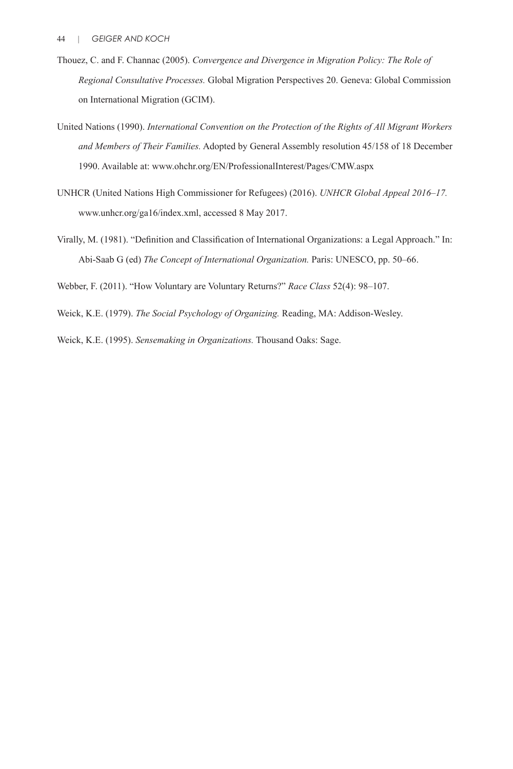Thouez, C. and F. Channac (2005). *Convergence and Divergence in Migration Policy: The Role of Regional Consultative Processes.* Global Migration Perspectives 20. Geneva: Global Commission on International Migration (GCIM).

United Nations (1990). *International Convention on the Protection of the Rights of All Migrant Workers and Members of Their Families.* Adopted by General Assembly resolution 45/158 of 18 December 1990. Available at: www.ohchr.org/EN/ProfessionalInterest/Pages/CMW.aspx

UNHCR (United Nations High Commissioner for Refugees) (2016). *UNHCR Global Appeal 2016–17.* www.unhcr.org/ga16/index.xml, accessed 8 May 2017.

Virally, M. (1981). "Definition and Classification of International Organizations: a Legal Approach." In: Abi-Saab G (ed) *The Concept of International Organization.* Paris: UNESCO, pp. 50–66.

Webber, F. (2011). "How Voluntary are Voluntary Returns?" *Race Class* 52(4): 98–107.

Weick, K.E. (1979). *The Social Psychology of Organizing.* Reading, MA: Addison-Wesley.

Weick, K.E. (1995). *Sensemaking in Organizations.* Thousand Oaks: Sage.